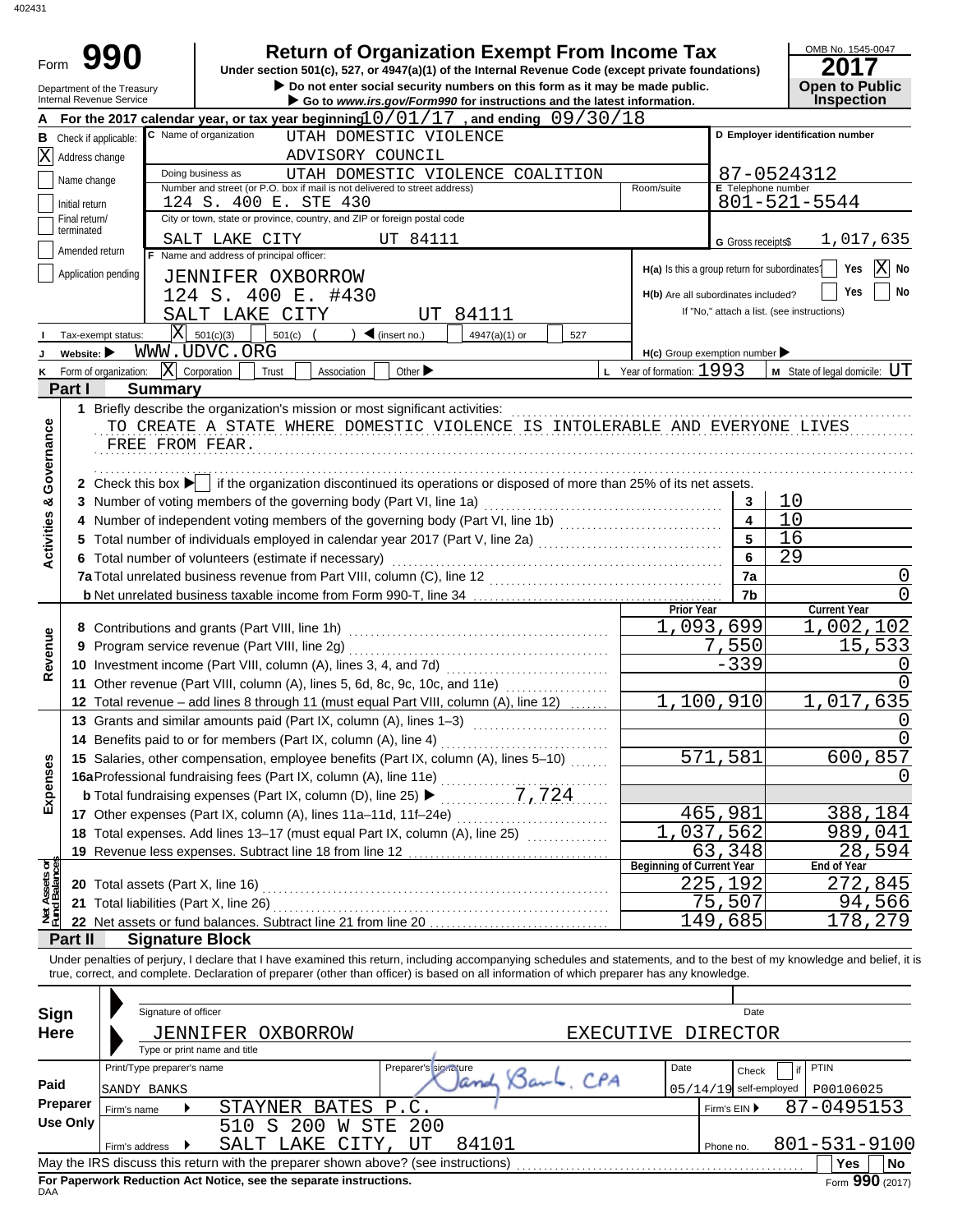402431

# Form 990 — Return of Organization Exempt From Income Tax (2017)

Under section 501(c), 527, or 4947(a)(1) of the Internal Revenue Code (except private foundations)

▶ Do not enter social security numbers on this form as it may be made public.

▶ Go to *www.irs.gov/Form990* for instructions and the latest information.

Department of the Treasury
Internal Revenue Service

OMB No. 1545-0047 — **2017** — **Open to Public Inspection**

**A** For the 2017 calendar year, or tax year beginning 10/01/17, and ending 09/30/18

**B** Check if applicable:
- [X] Address change
- [ ] Name change
- [ ] Initial return
- [ ] Final return/terminated
- [ ] Amended return
- [ ] Application pending

**C** Name of organization: UTAH DOMESTIC VIOLENCE ADVISORY COUNCIL

Doing business as: UTAH DOMESTIC VIOLENCE COALITION

Number and street (or P.O. box if mail is not delivered to street address): 124 S. 400 E. STE 430 — Room/suite:

City or town, state or province, country, and ZIP or foreign postal code: SALT LAKE CITY UT 84111

**D** Employer identification number: 87-0524312

**E** Telephone number: 801-521-5544

**G** Gross receipts $ 1,017,635

**F** Name and address of principal officer: JENNIFER OXBORROW, 124 S. 400 E. #430, SALT LAKE CITY UT 84111

**H(a)** Is this a group return for subordinates? [ ] Yes [X] No

**H(b)** Are all subordinates included? [ ] Yes [ ] No — If "No," attach a list. (see instructions)

**I** Tax-exempt status: [X] 501(c)(3) [ ] 501(c) ( ) ◀ (insert no.) [ ] 4947(a)(1) or [ ] 527

**J** Website: ▶ WWW.UDVC.ORG

**H(c)** Group exemption number ▶

**K** Form of organization: [X] Corporation [ ] Trust [ ] Association [ ] Other ▶

**L** Year of formation: 1993 **M** State of legal domicile: UT

## Part I Summary

**Activities & Governance**

1 Briefly describe the organization's mission or most significant activities:
TO CREATE A STATE WHERE DOMESTIC VIOLENCE IS INTOLERABLE AND EVERYONE LIVES FREE FROM FEAR.

2 Check this box ▶ [ ] if the organization discontinued its operations or disposed of more than 25% of its net assets.

| Line | Description | No. | Value |
|---|---|---|---|
| 3 | Number of voting members of the governing body (Part VI, line 1a) | 3 | 10 |
| 4 | Number of independent voting members of the governing body (Part VI, line 1b) | 4 | 10 |
| 5 | Total number of individuals employed in calendar year 2017 (Part V, line 2a) | 5 | 16 |
| 6 | Total number of volunteers (estimate if necessary) | 6 | 29 |
| 7a | Total unrelated business revenue from Part VIII, column (C), line 12 | 7a | 0 |
| 7b | Net unrelated business taxable income from Form 990-T, line 34 | 7b | 0 |

| | Line | Description | Prior Year | Current Year |
|---|---|---|---|---|
| Revenue | 8 | Contributions and grants (Part VIII, line 1h) | 1,093,699 | 1,002,102 |
| | 9 | Program service revenue (Part VIII, line 2g) | 7,550 | 15,533 |
| | 10 | Investment income (Part VIII, column (A), lines 3, 4, and 7d) | -339 | 0 |
| | 11 | Other revenue (Part VIII, column (A), lines 5, 6d, 8c, 9c, 10c, and 11e) | | 0 |
| | 12 | Total revenue – add lines 8 through 11 (must equal Part VIII, column (A), line 12) | 1,100,910 | 1,017,635 |
| Expenses | 13 | Grants and similar amounts paid (Part IX, column (A), lines 1–3) | | 0 |
| | 14 | Benefits paid to or for members (Part IX, column (A), line 4) | | 0 |
| | 15 | Salaries, other compensation, employee benefits (Part IX, column (A), lines 5–10) | 571,581 | 600,857 |
| | 16a | Professional fundraising fees (Part IX, column (A), line 11e) | | 0 |
| | b | Total fundraising expenses (Part IX, column (D), line 25) ▶ 7,724 | | |
| | 17 | Other expenses (Part IX, column (A), lines 11a–11d, 11f–24e) | 465,981 | 388,184 |
| | 18 | Total expenses. Add lines 13–17 (must equal Part IX, column (A), line 25) | 1,037,562 | 989,041 |
| | 19 | Revenue less expenses. Subtract line 18 from line 12 | 63,348 | 28,594 |
| | | | **Beginning of Current Year** | **End of Year** |
| Net Assets or Fund Balances | 20 | Total assets (Part X, line 16) | 225,192 | 272,845 |
| | 21 | Total liabilities (Part X, line 26) | 75,507 | 94,566 |
| | 22 | Net assets or fund balances. Subtract line 21 from line 20 | 149,685 | 178,279 |

## Part II Signature Block

Under penalties of perjury, I declare that I have examined this return, including accompanying schedules and statements, and to the best of my knowledge and belief, it is true, correct, and complete. Declaration of preparer (other than officer) is based on all information of which preparer has any knowledge.

**Sign Here**

Signature of officer — Date

JENNIFER OXBORROW — EXECUTIVE DIRECTOR

Type or print name and title

**Paid Preparer Use Only**

| Print/Type preparer's name | Preparer's signature | Date | Check [ ] if self-employed | PTIN |
|---|---|---|---|---|
| SANDY BANKS | Sandy Banks, CPA | 05/14/19 | | P00106025 |

Firm's name ▶ STAYNER BATES P.C. — Firm's EIN ▶ 87-0495153

Firm's address ▶ 510 S 200 W STE 200, SALT LAKE CITY, UT 84101 — Phone no. 801-531-9100

May the IRS discuss this return with the preparer shown above? (see instructions) [ ] Yes [ ] No

**For Paperwork Reduction Act Notice, see the separate instructions.**

DAA — Form **990** (2017)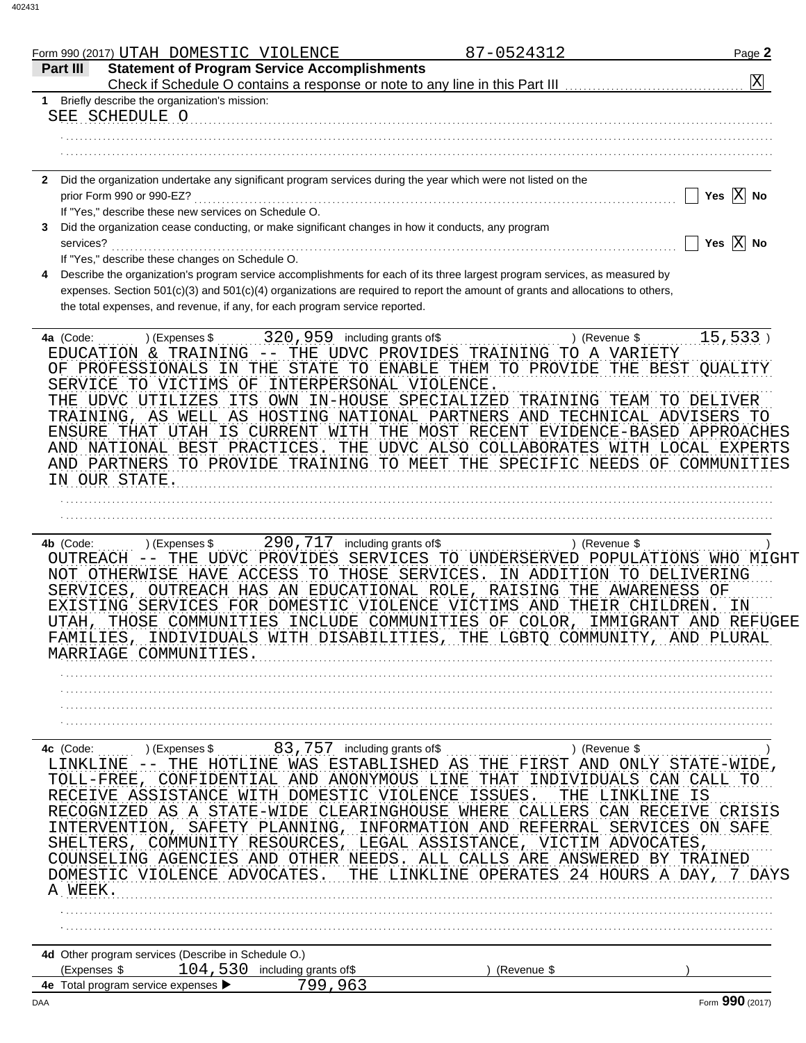Form 990 (2017) UTAH DOMESTIC VIOLENCE 87-0524312 Page **2**

**Part III Statement of Program Service Accomplishments**

Check if Schedule O contains a response or note to any line in this Part III [X]

**1** Briefly describe the organization's mission:

SEE SCHEDULE O

**2** Did the organization undertake any significant program services during the year which were not listed on the prior Form 990 or 990-EZ? [ ] Yes [X] No

If "Yes," describe these new services on Schedule O.

**3** Did the organization cease conducting, or make significant changes in how it conducts, any program services? [ ] Yes [X] No

If "Yes," describe these changes on Schedule O.

**4** Describe the organization's program service accomplishments for each of its three largest program services, as measured by expenses. Section 501(c)(3) and 501(c)(4) organizations are required to report the amount of grants and allocations to others, the total expenses, and revenue, if any, for each program service reported.

**4a** (Code: ) (Expenses $ 320,959 including grants of$ ) (Revenue $ 15,533 )

EDUCATION & TRAINING -- THE UDVC PROVIDES TRAINING TO A VARIETY OF PROFESSIONALS IN THE STATE TO ENABLE THEM TO PROVIDE THE BEST QUALITY SERVICE TO VICTIMS OF INTERPERSONAL VIOLENCE.
THE UDVC UTILIZES ITS OWN IN-HOUSE SPECIALIZED TRAINING TEAM TO DELIVER TRAINING, AS WELL AS HOSTING NATIONAL PARTNERS AND TECHNICAL ADVISERS TO ENSURE THAT UTAH IS CURRENT WITH THE MOST RECENT EVIDENCE-BASED APPROACHES AND NATIONAL BEST PRACTICES. THE UDVC ALSO COLLABORATES WITH LOCAL EXPERTS AND PARTNERS TO PROVIDE TRAINING TO MEET THE SPECIFIC NEEDS OF COMMUNITIES IN OUR STATE.

**4b** (Code: ) (Expenses $ 290,717 including grants of$ ) (Revenue $ )

OUTREACH -- THE UDVC PROVIDES SERVICES TO UNDERSERVED POPULATIONS WHO MIGHT NOT OTHERWISE HAVE ACCESS TO THOSE SERVICES. IN ADDITION TO DELIVERING SERVICES, OUTREACH HAS AN EDUCATIONAL ROLE, RAISING THE AWARENESS OF EXISTING SERVICES FOR DOMESTIC VIOLENCE VICTIMS AND THEIR CHILDREN. IN UTAH, THOSE COMMUNITIES INCLUDE COMMUNITIES OF COLOR, IMMIGRANT AND REFUGEE FAMILIES, INDIVIDUALS WITH DISABILITIES, THE LGBTQ COMMUNITY, AND PLURAL MARRIAGE COMMUNITIES.

**4c** (Code: ) (Expenses $ 83,757 including grants of$ ) (Revenue $ )

LINKLINE -- THE HOTLINE WAS ESTABLISHED AS THE FIRST AND ONLY STATE-WIDE, TOLL-FREE, CONFIDENTIAL AND ANONYMOUS LINE THAT INDIVIDUALS CAN CALL TO RECEIVE ASSISTANCE WITH DOMESTIC VIOLENCE ISSUES. THE LINKLINE IS RECOGNIZED AS A STATE-WIDE CLEARINGHOUSE WHERE CALLERS CAN RECEIVE CRISIS INTERVENTION, SAFETY PLANNING, INFORMATION AND REFERRAL SERVICES ON SAFE SHELTERS, COMMUNITY RESOURCES, LEGAL ASSISTANCE, VICTIM ADVOCATES, COUNSELING AGENCIES AND OTHER NEEDS. ALL CALLS ARE ANSWERED BY TRAINED DOMESTIC VIOLENCE ADVOCATES. THE LINKLINE OPERATES 24 HOURS A DAY, 7 DAYS A WEEK.

**4d** Other program services (Describe in Schedule O.)

(Expenses $ 104,530 including grants of$ ) (Revenue $ )

**4e** Total program service expenses ▶ 799,963

Form **990** (2017)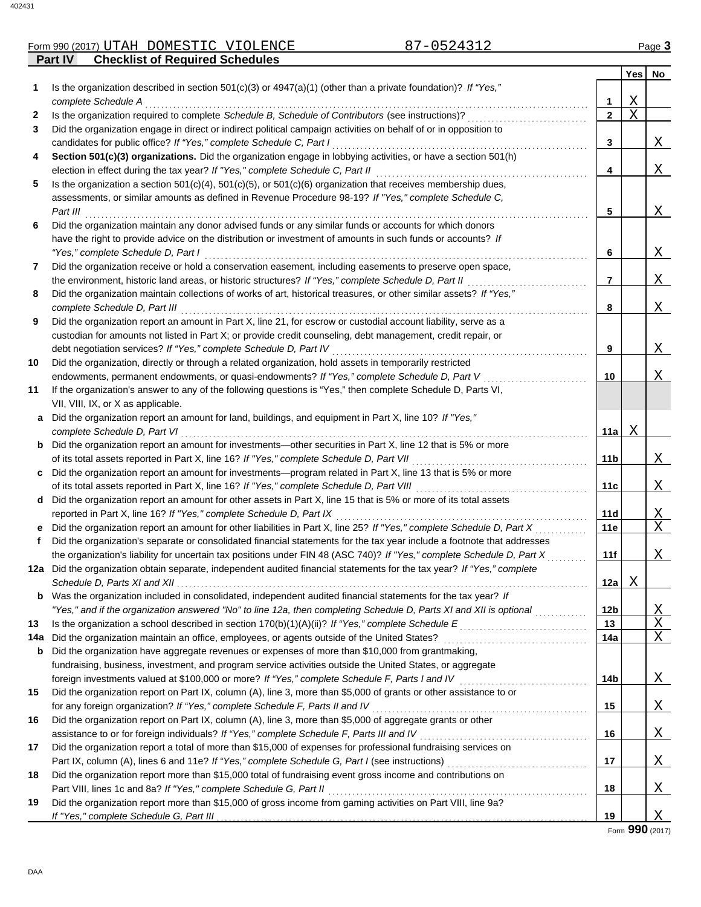Form 990 (2017) UTAH DOMESTIC VIOLENCE 87-0524312 Page **3**

## Part IV Checklist of Required Schedules

| | | | Yes | No |
|---|---|---|---|---|
| **1** | Is the organization described in section 501(c)(3) or 4947(a)(1) (other than a private foundation)? *If "Yes," complete Schedule A* | **1** | X | |
| **2** | Is the organization required to complete *Schedule B, Schedule of Contributors* (see instructions)? | **2** | X | |
| **3** | Did the organization engage in direct or indirect political campaign activities on behalf of or in opposition to candidates for public office? *If "Yes," complete Schedule C, Part I* | **3** | | X |
| **4** | **Section 501(c)(3) organizations.** Did the organization engage in lobbying activities, or have a section 501(h) election in effect during the tax year? *If "Yes," complete Schedule C, Part II* | **4** | | X |
| **5** | Is the organization a section 501(c)(4), 501(c)(5), or 501(c)(6) organization that receives membership dues, assessments, or similar amounts as defined in Revenue Procedure 98-19? *If "Yes," complete Schedule C, Part III* | **5** | | X |
| **6** | Did the organization maintain any donor advised funds or any similar funds or accounts for which donors have the right to provide advice on the distribution or investment of amounts in such funds or accounts? *If "Yes," complete Schedule D, Part I* | **6** | | X |
| **7** | Did the organization receive or hold a conservation easement, including easements to preserve open space, the environment, historic land areas, or historic structures? *If "Yes," complete Schedule D, Part II* | **7** | | X |
| **8** | Did the organization maintain collections of works of art, historical treasures, or other similar assets? *If "Yes," complete Schedule D, Part III* | **8** | | X |
| **9** | Did the organization report an amount in Part X, line 21, for escrow or custodial account liability, serve as a custodian for amounts not listed in Part X; or provide credit counseling, debt management, credit repair, or debt negotiation services? *If "Yes," complete Schedule D, Part IV* | **9** | | X |
| **10** | Did the organization, directly or through a related organization, hold assets in temporarily restricted endowments, permanent endowments, or quasi-endowments? *If "Yes," complete Schedule D, Part V* | **10** | | X |
| **11** | If the organization's answer to any of the following questions is "Yes," then complete Schedule D, Parts VI, VII, VIII, IX, or X as applicable. | | | |
| **a** | Did the organization report an amount for land, buildings, and equipment in Part X, line 10? *If "Yes," complete Schedule D, Part VI* | **11a** | X | |
| **b** | Did the organization report an amount for investments—other securities in Part X, line 12 that is 5% or more of its total assets reported in Part X, line 16? *If "Yes," complete Schedule D, Part VII* | **11b** | | X |
| **c** | Did the organization report an amount for investments—program related in Part X, line 13 that is 5% or more of its total assets reported in Part X, line 16? *If "Yes," complete Schedule D, Part VIII* | **11c** | | X |
| **d** | Did the organization report an amount for other assets in Part X, line 15 that is 5% or more of its total assets reported in Part X, line 16? *If "Yes," complete Schedule D, Part IX* | **11d** | | X |
| **e** | Did the organization report an amount for other liabilities in Part X, line 25? *If "Yes," complete Schedule D, Part X* | **11e** | | X |
| **f** | Did the organization's separate or consolidated financial statements for the tax year include a footnote that addresses the organization's liability for uncertain tax positions under FIN 48 (ASC 740)? *If "Yes," complete Schedule D, Part X* | **11f** | | X |
| **12a** | Did the organization obtain separate, independent audited financial statements for the tax year? *If "Yes," complete Schedule D, Parts XI and XII* | **12a** | X | |
| **b** | Was the organization included in consolidated, independent audited financial statements for the tax year? *If "Yes," and if the organization answered "No" to line 12a, then completing Schedule D, Parts XI and XII is optional* | **12b** | | X |
| **13** | Is the organization a school described in section 170(b)(1)(A)(ii)? *If "Yes," complete Schedule E* | **13** | | X |
| **14a** | Did the organization maintain an office, employees, or agents outside of the United States? | **14a** | | X |
| **b** | Did the organization have aggregate revenues or expenses of more than $10,000 from grantmaking, fundraising, business, investment, and program service activities outside the United States, or aggregate foreign investments valued at $100,000 or more? *If "Yes," complete Schedule F, Parts I and IV* | **14b** | | X |
| **15** | Did the organization report on Part IX, column (A), line 3, more than $5,000 of grants or other assistance to or for any foreign organization? *If "Yes," complete Schedule F, Parts II and IV* | **15** | | X |
| **16** | Did the organization report on Part IX, column (A), line 3, more than $5,000 of aggregate grants or other assistance to or for foreign individuals? *If "Yes," complete Schedule F, Parts III and IV* | **16** | | X |
| **17** | Did the organization report a total of more than $15,000 of expenses for professional fundraising services on Part IX, column (A), lines 6 and 11e? *If "Yes," complete Schedule G, Part I* (see instructions) | **17** | | X |
| **18** | Did the organization report more than $15,000 total of fundraising event gross income and contributions on Part VIII, lines 1c and 8a? *If "Yes," complete Schedule G, Part II* | **18** | | X |
| **19** | Did the organization report more than $15,000 of gross income from gaming activities on Part VIII, line 9a? *If "Yes," complete Schedule G, Part III* | **19** | | X |

Form **990** (2017)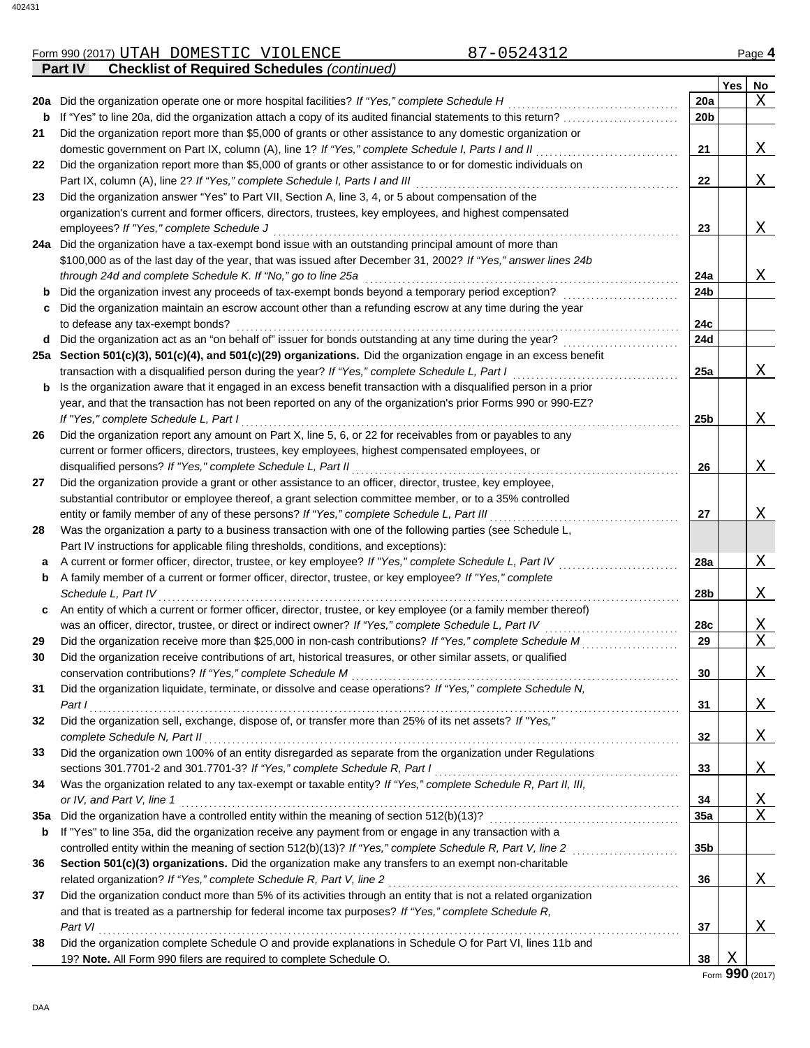Form 990 (2017) UTAH DOMESTIC VIOLENCE 87-0524312 Page **4**

**Part IV** **Checklist of Required Schedules** *(continued)*

| | | | Yes | No |
|---|---|---|---|---|
| **20a** | Did the organization operate one or more hospital facilities? *If "Yes," complete Schedule H* | **20a** | | X |
| **b** | If "Yes" to line 20a, did the organization attach a copy of its audited financial statements to this return? | **20b** | | |
| **21** | Did the organization report more than $5,000 of grants or other assistance to any domestic organization or domestic government on Part IX, column (A), line 1? *If "Yes," complete Schedule I, Parts I and II* | **21** | | X |
| **22** | Did the organization report more than $5,000 of grants or other assistance to or for domestic individuals on Part IX, column (A), line 2? *If "Yes," complete Schedule I, Parts I and III* | **22** | | X |
| **23** | Did the organization answer "Yes" to Part VII, Section A, line 3, 4, or 5 about compensation of the organization's current and former officers, directors, trustees, key employees, and highest compensated employees? *If "Yes," complete Schedule J* | **23** | | X |
| **24a** | Did the organization have a tax-exempt bond issue with an outstanding principal amount of more than $100,000 as of the last day of the year, that was issued after December 31, 2002? *If "Yes," answer lines 24b through 24d and complete Schedule K. If "No," go to line 25a* | **24a** | | X |
| **b** | Did the organization invest any proceeds of tax-exempt bonds beyond a temporary period exception? | **24b** | | |
| **c** | Did the organization maintain an escrow account other than a refunding escrow at any time during the year to defease any tax-exempt bonds? | **24c** | | |
| **d** | Did the organization act as an "on behalf of" issuer for bonds outstanding at any time during the year? | **24d** | | |
| **25a** | **Section 501(c)(3), 501(c)(4), and 501(c)(29) organizations.** Did the organization engage in an excess benefit transaction with a disqualified person during the year? *If "Yes," complete Schedule L, Part I* | **25a** | | X |
| **b** | Is the organization aware that it engaged in an excess benefit transaction with a disqualified person in a prior year, and that the transaction has not been reported on any of the organization's prior Forms 990 or 990-EZ? *If "Yes," complete Schedule L, Part I* | **25b** | | X |
| **26** | Did the organization report any amount on Part X, line 5, 6, or 22 for receivables from or payables to any current or former officers, directors, trustees, key employees, highest compensated employees, or disqualified persons? *If "Yes," complete Schedule L, Part II* | **26** | | X |
| **27** | Did the organization provide a grant or other assistance to an officer, director, trustee, key employee, substantial contributor or employee thereof, a grant selection committee member, or to a 35% controlled entity or family member of any of these persons? *If "Yes," complete Schedule L, Part III* | **27** | | X |
| **28** | Was the organization a party to a business transaction with one of the following parties (see Schedule L, Part IV instructions for applicable filing thresholds, conditions, and exceptions): | | | |
| **a** | A current or former officer, director, trustee, or key employee? *If "Yes," complete Schedule L, Part IV* | **28a** | | X |
| **b** | A family member of a current or former officer, director, trustee, or key employee? *If "Yes," complete Schedule L, Part IV* | **28b** | | X |
| **c** | An entity of which a current or former officer, director, trustee, or key employee (or a family member thereof) was an officer, director, trustee, or direct or indirect owner? *If "Yes," complete Schedule L, Part IV* | **28c** | | X |
| **29** | Did the organization receive more than $25,000 in non-cash contributions? *If "Yes," complete Schedule M* | **29** | | X |
| **30** | Did the organization receive contributions of art, historical treasures, or other similar assets, or qualified conservation contributions? *If "Yes," complete Schedule M* | **30** | | X |
| **31** | Did the organization liquidate, terminate, or dissolve and cease operations? *If "Yes," complete Schedule N, Part I* | **31** | | X |
| **32** | Did the organization sell, exchange, dispose of, or transfer more than 25% of its net assets? *If "Yes," complete Schedule N, Part II* | **32** | | X |
| **33** | Did the organization own 100% of an entity disregarded as separate from the organization under Regulations sections 301.7701-2 and 301.7701-3? *If "Yes," complete Schedule R, Part I* | **33** | | X |
| **34** | Was the organization related to any tax-exempt or taxable entity? *If "Yes," complete Schedule R, Part II, III, or IV, and Part V, line 1* | **34** | | X |
| **35a** | Did the organization have a controlled entity within the meaning of section 512(b)(13)? | **35a** | | X |
| **b** | If "Yes" to line 35a, did the organization receive any payment from or engage in any transaction with a controlled entity within the meaning of section 512(b)(13)? *If "Yes," complete Schedule R, Part V, line 2* | **35b** | | |
| **36** | **Section 501(c)(3) organizations.** Did the organization make any transfers to an exempt non-charitable related organization? *If "Yes," complete Schedule R, Part V, line 2* | **36** | | X |
| **37** | Did the organization conduct more than 5% of its activities through an entity that is not a related organization and that is treated as a partnership for federal income tax purposes? *If "Yes," complete Schedule R, Part VI* | **37** | | X |
| **38** | Did the organization complete Schedule O and provide explanations in Schedule O for Part VI, lines 11b and 19? **Note.** All Form 990 filers are required to complete Schedule O. | **38** | X | |

Form **990** (2017)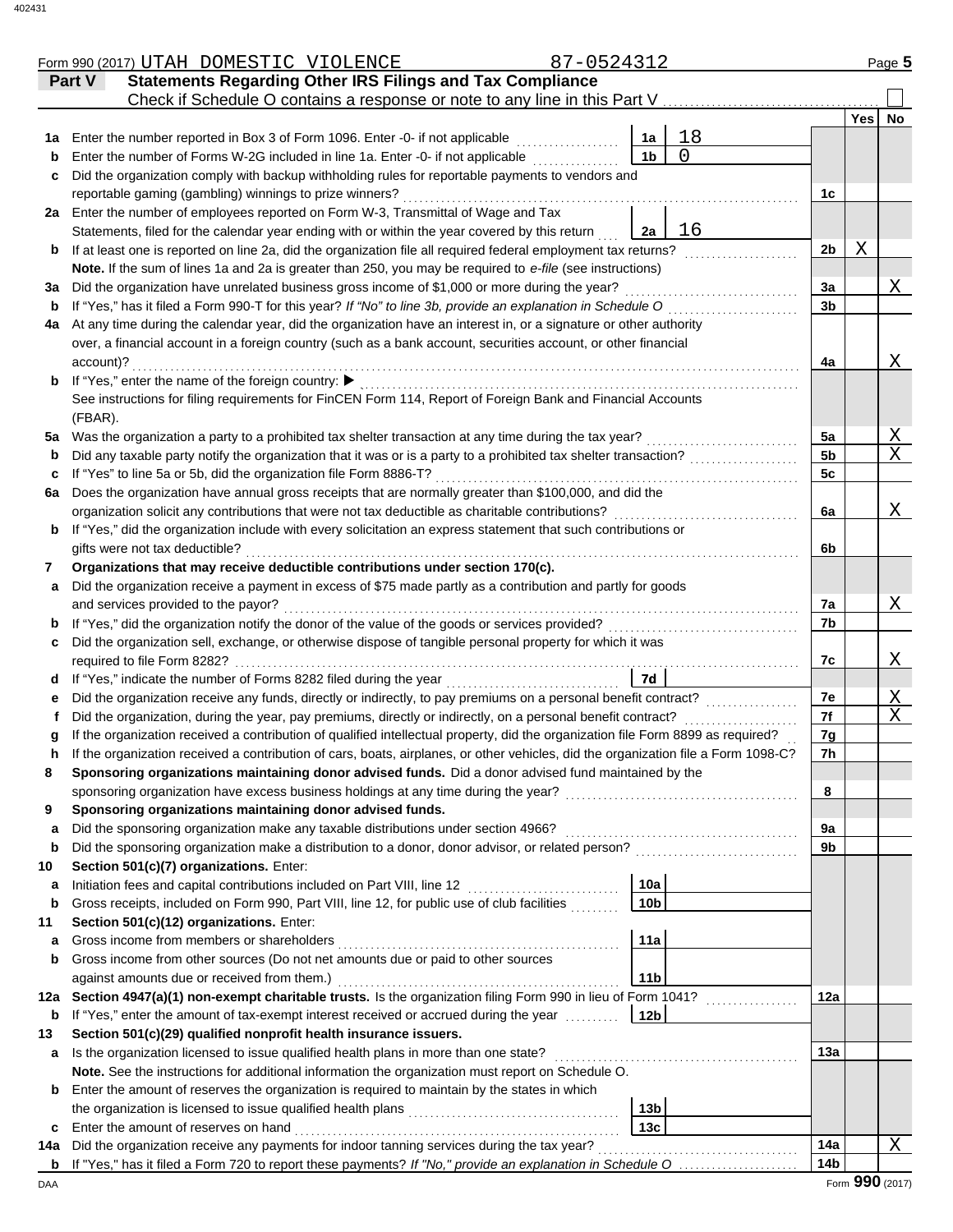Form 990 (2017) UTAH DOMESTIC VIOLENCE 87-0524312 Page 5

**Part V Statements Regarding Other IRS Filings and Tax Compliance**

Check if Schedule O contains a response or note to any line in this Part V ☐

| Line | Description | Box | Amount | Line | Yes | No |
|---|---|---|---|---|---|---|
| 1a | Enter the number reported in Box 3 of Form 1096. Enter -0- if not applicable | 1a | 18 | | | |
| b | Enter the number of Forms W-2G included in line 1a. Enter -0- if not applicable | 1b | 0 | | | |
| c | Did the organization comply with backup withholding rules for reportable payments to vendors and reportable gaming (gambling) winnings to prize winners? | | | 1c | | |
| 2a | Enter the number of employees reported on Form W-3, Transmittal of Wage and Tax Statements, filed for the calendar year ending with or within the year covered by this return | 2a | 16 | | | |
| b | If at least one is reported on line 2a, did the organization file all required federal employment tax returns? | | | 2b | X | |
| | **Note.** If the sum of lines 1a and 2a is greater than 250, you may be required to *e-file* (see instructions) | | | | | |
| 3a | Did the organization have unrelated business gross income of $1,000 or more during the year? | | | 3a | | X |
| b | If "Yes," has it filed a Form 990-T for this year? *If "No" to line 3b, provide an explanation in Schedule O* | | | 3b | | |
| 4a | At any time during the calendar year, did the organization have an interest in, or a signature or other authority over, a financial account in a foreign country (such as a bank account, securities account, or other financial account)? | | | 4a | | X |
| b | If "Yes," enter the name of the foreign country: ▶ | | | | | |
| | See instructions for filing requirements for FinCEN Form 114, Report of Foreign Bank and Financial Accounts (FBAR). | | | | | |
| 5a | Was the organization a party to a prohibited tax shelter transaction at any time during the tax year? | | | 5a | | X |
| b | Did any taxable party notify the organization that it was or is a party to a prohibited tax shelter transaction? | | | 5b | | X |
| c | If "Yes" to line 5a or 5b, did the organization file Form 8886-T? | | | 5c | | |
| 6a | Does the organization have annual gross receipts that are normally greater than $100,000, and did the organization solicit any contributions that were not tax deductible as charitable contributions? | | | 6a | | X |
| b | If "Yes," did the organization include with every solicitation an express statement that such contributions or gifts were not tax deductible? | | | 6b | | |
| 7 | **Organizations that may receive deductible contributions under section 170(c).** | | | | | |
| a | Did the organization receive a payment in excess of $75 made partly as a contribution and partly for goods and services provided to the payor? | | | 7a | | X |
| b | If "Yes," did the organization notify the donor of the value of the goods or services provided? | | | 7b | | |
| c | Did the organization sell, exchange, or otherwise dispose of tangible personal property for which it was required to file Form 8282? | | | 7c | | X |
| d | If "Yes," indicate the number of Forms 8282 filed during the year | 7d | | | | |
| e | Did the organization receive any funds, directly or indirectly, to pay premiums on a personal benefit contract? | | | 7e | | X |
| f | Did the organization, during the year, pay premiums, directly or indirectly, on a personal benefit contract? | | | 7f | | X |
| g | If the organization received a contribution of qualified intellectual property, did the organization file Form 8899 as required? | | | 7g | | |
| h | If the organization received a contribution of cars, boats, airplanes, or other vehicles, did the organization file a Form 1098-C? | | | 7h | | |
| 8 | **Sponsoring organizations maintaining donor advised funds.** Did a donor advised fund maintained by the sponsoring organization have excess business holdings at any time during the year? | | | 8 | | |
| 9 | **Sponsoring organizations maintaining donor advised funds.** | | | | | |
| a | Did the sponsoring organization make any taxable distributions under section 4966? | | | 9a | | |
| b | Did the sponsoring organization make a distribution to a donor, donor advisor, or related person? | | | 9b | | |
| 10 | **Section 501(c)(7) organizations.** Enter: | | | | | |
| a | Initiation fees and capital contributions included on Part VIII, line 12 | 10a | | | | |
| b | Gross receipts, included on Form 990, Part VIII, line 12, for public use of club facilities | 10b | | | | |
| 11 | **Section 501(c)(12) organizations.** Enter: | | | | | |
| a | Gross income from members or shareholders | 11a | | | | |
| b | Gross income from other sources (Do not net amounts due or paid to other sources against amounts due or received from them.) | 11b | | | | |
| 12a | **Section 4947(a)(1) non-exempt charitable trusts.** Is the organization filing Form 990 in lieu of Form 1041? | | | 12a | | |
| b | If "Yes," enter the amount of tax-exempt interest received or accrued during the year | 12b | | | | |
| 13 | **Section 501(c)(29) qualified nonprofit health insurance issuers.** | | | | | |
| a | Is the organization licensed to issue qualified health plans in more than one state? | | | 13a | | |
| | **Note.** See the instructions for additional information the organization must report on Schedule O. | | | | | |
| b | Enter the amount of reserves the organization is required to maintain by the states in which the organization is licensed to issue qualified health plans | 13b | | | | |
| c | Enter the amount of reserves on hand | 13c | | | | |
| 14a | Did the organization receive any payments for indoor tanning services during the tax year? | | | 14a | | X |
| b | If "Yes," has it filed a Form 720 to report these payments? *If "No," provide an explanation in Schedule O* | | | 14b | | |

DAA Form **990** (2017)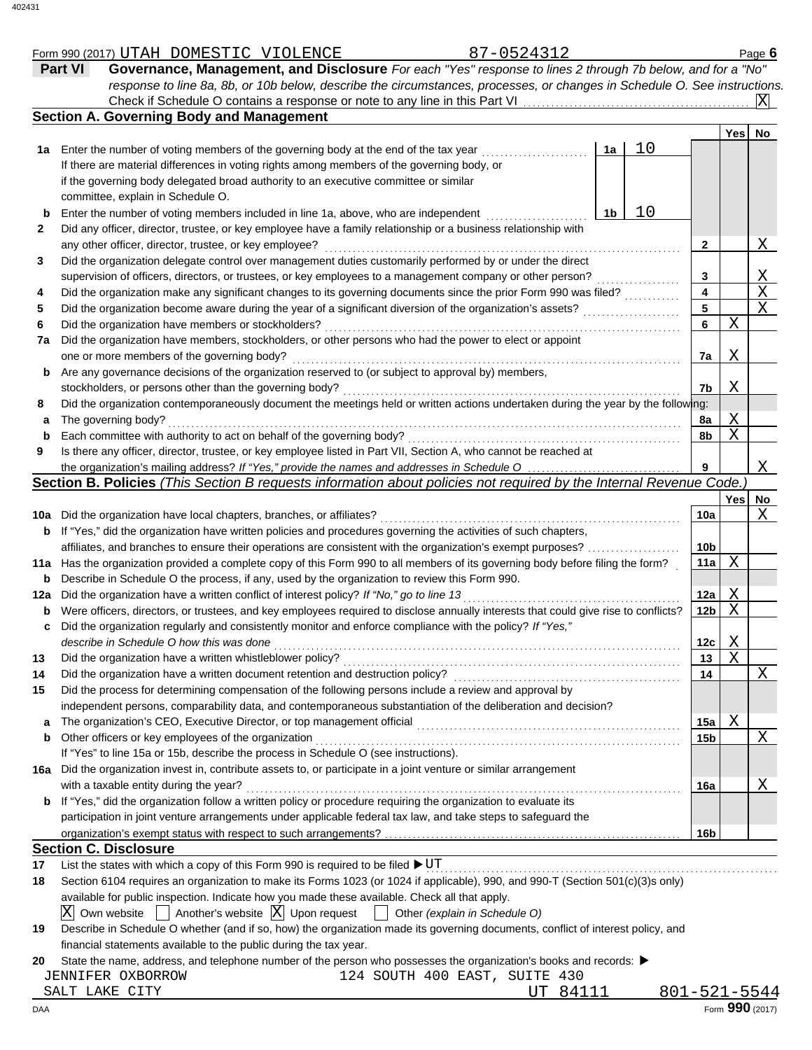Form 990 (2017) UTAH DOMESTIC VIOLENCE 87-0524312 Page **6**

## Part VI Governance, Management, and Disclosure

*For each "Yes" response to lines 2 through 7b below, and for a "No" response to line 8a, 8b, or 10b below, describe the circumstances, processes, or changes in Schedule O. See instructions.*

Check if Schedule O contains a response or note to any line in this Part VI .......... [X]

### Section A. Governing Body and Management

| | | | | Yes | No |
|---|---|---|---|---|---|
| **1a** | Enter the number of voting members of the governing body at the end of the tax year. If there are material differences in voting rights among members of the governing body, or if the governing body delegated broad authority to an executive committee or similar committee, explain in Schedule O. | 1a | 10 | | |
| **b** | Enter the number of voting members included in line 1a, above, who are independent | 1b | 10 | | |
| **2** | Did any officer, director, trustee, or key employee have a family relationship or a business relationship with any other officer, director, trustee, or key employee? | 2 | | | X |
| **3** | Did the organization delegate control over management duties customarily performed by or under the direct supervision of officers, directors, or trustees, or key employees to a management company or other person? | 3 | | | X |
| **4** | Did the organization make any significant changes to its governing documents since the prior Form 990 was filed? | 4 | | | X |
| **5** | Did the organization become aware during the year of a significant diversion of the organization's assets? | 5 | | | X |
| **6** | Did the organization have members or stockholders? | 6 | | X | |
| **7a** | Did the organization have members, stockholders, or other persons who had the power to elect or appoint one or more members of the governing body? | 7a | | X | |
| **b** | Are any governance decisions of the organization reserved to (or subject to approval by) members, stockholders, or persons other than the governing body? | 7b | | X | |
| **8** | Did the organization contemporaneously document the meetings held or written actions undertaken during the year by the following: | | | | |
| **a** | The governing body? | 8a | | X | |
| **b** | Each committee with authority to act on behalf of the governing body? | 8b | | X | |
| **9** | Is there any officer, director, trustee, or key employee listed in Part VII, Section A, who cannot be reached at the organization's mailing address? *If "Yes," provide the names and addresses in Schedule O* | 9 | | | X |

### Section B. Policies *(This Section B requests information about policies not required by the Internal Revenue Code.)*

| | | | Yes | No |
|---|---|---|---|---|
| **10a** | Did the organization have local chapters, branches, or affiliates? | 10a | | X |
| **b** | If "Yes," did the organization have written policies and procedures governing the activities of such chapters, affiliates, and branches to ensure their operations are consistent with the organization's exempt purposes? | 10b | | |
| **11a** | Has the organization provided a complete copy of this Form 990 to all members of its governing body before filing the form? | 11a | X | |
| **b** | Describe in Schedule O the process, if any, used by the organization to review this Form 990. | | | |
| **12a** | Did the organization have a written conflict of interest policy? *If "No," go to line 13* | 12a | X | |
| **b** | Were officers, directors, or trustees, and key employees required to disclose annually interests that could give rise to conflicts? | 12b | X | |
| **c** | Did the organization regularly and consistently monitor and enforce compliance with the policy? *If "Yes," describe in Schedule O how this was done* | 12c | X | |
| **13** | Did the organization have a written whistleblower policy? | 13 | X | |
| **14** | Did the organization have a written document retention and destruction policy? | 14 | | X |
| **15** | Did the process for determining compensation of the following persons include a review and approval by independent persons, comparability data, and contemporaneous substantiation of the deliberation and decision? | | | |
| **a** | The organization's CEO, Executive Director, or top management official | 15a | X | |
| **b** | Other officers or key employees of the organization. If "Yes" to line 15a or 15b, describe the process in Schedule O (see instructions). | 15b | | X |
| **16a** | Did the organization invest in, contribute assets to, or participate in a joint venture or similar arrangement with a taxable entity during the year? | 16a | | X |
| **b** | If "Yes," did the organization follow a written policy or procedure requiring the organization to evaluate its participation in joint venture arrangements under applicable federal tax law, and take steps to safeguard the organization's exempt status with respect to such arrangements? | 16b | | |

### Section C. Disclosure

**17** List the states with which a copy of this Form 990 is required to be filed ▶ UT

**18** Section 6104 requires an organization to make its Forms 1023 (or 1024 if applicable), 990, and 990-T (Section 501(c)(3)s only) available for public inspection. Indicate how you made these available. Check all that apply.

[X] Own website [ ] Another's website [X] Upon request [ ] Other *(explain in Schedule O)*

**19** Describe in Schedule O whether (and if so, how) the organization made its governing documents, conflict of interest policy, and financial statements available to the public during the tax year.

**20** State the name, address, and telephone number of the person who possesses the organization's books and records: ▶

JENNIFER OXBORROW 124 SOUTH 400 EAST, SUITE 430
SALT LAKE CITY UT 84111 801-521-5544

Form **990** (2017)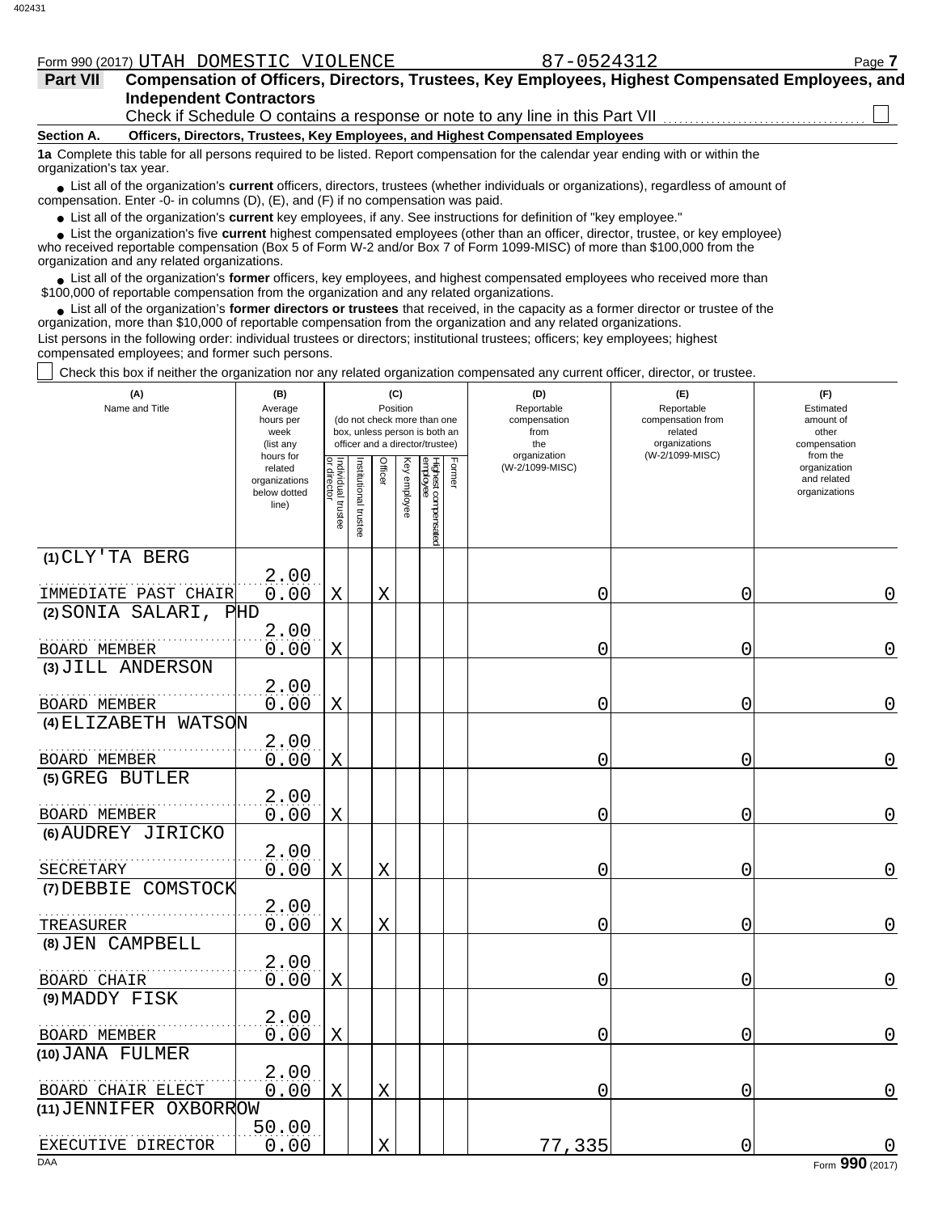Form 990 (2017) UTAH DOMESTIC VIOLENCE 87-0524312

**Part VII — Compensation of Officers, Directors, Trustees, Key Employees, Highest Compensated Employees, and Independent Contractors**

Check if Schedule O contains a response or note to any line in this Part VII ☐

**Section A. Officers, Directors, Trustees, Key Employees, and Highest Compensated Employees**

**1a** Complete this table for all persons required to be listed. Report compensation for the calendar year ending with or within the organization's tax year.

- List all of the organization's **current** officers, directors, trustees (whether individuals or organizations), regardless of amount of compensation. Enter -0- in columns (D), (E), and (F) if no compensation was paid.
- List all of the organization's **current** key employees, if any. See instructions for definition of "key employee."
- List the organization's five **current** highest compensated employees (other than an officer, director, trustee, or key employee) who received reportable compensation (Box 5 of Form W-2 and/or Box 7 of Form 1099-MISC) of more than $100,000 from the organization and any related organizations.
- List all of the organization's **former** officers, key employees, and highest compensated employees who received more than $100,000 of reportable compensation from the organization and any related organizations.
- List all of the organization's **former directors or trustees** that received, in the capacity as a former director or trustee of the organization, more than $10,000 of reportable compensation from the organization and any related organizations.

List persons in the following order: individual trustees or directors; institutional trustees; officers; key employees; highest compensated employees; and former such persons.

☐ Check this box if neither the organization nor any related organization compensated any current officer, director, or trustee.

| (A) Name and Title | (B) Average hours per week (list any hours for related organizations below dotted line) | (C) Position (do not check more than one box, unless person is both an officer and a director/trustee): Individual trustee or director | Institutional trustee | Officer | Key employee | Highest compensated employee | Former | (D) Reportable compensation from the organization (W-2/1099-MISC) | (E) Reportable compensation from related organizations (W-2/1099-MISC) | (F) Estimated amount of other compensation from the organization and related organizations |
|---|---|---|---|---|---|---|---|---|---|---|
| (1) CLY'TA BERG<br>IMMEDIATE PAST CHAIR | 2.00<br>0.00 | X | | X | | | | 0 | 0 | 0 |
| (2) SONIA SALARI, PHD<br>BOARD MEMBER | 2.00<br>0.00 | X | | | | | | 0 | 0 | 0 |
| (3) JILL ANDERSON<br>BOARD MEMBER | 2.00<br>0.00 | X | | | | | | 0 | 0 | 0 |
| (4) ELIZABETH WATSON<br>BOARD MEMBER | 2.00<br>0.00 | X | | | | | | 0 | 0 | 0 |
| (5) GREG BUTLER<br>BOARD MEMBER | 2.00<br>0.00 | X | | | | | | 0 | 0 | 0 |
| (6) AUDREY JIRICKO<br>SECRETARY | 2.00<br>0.00 | X | | X | | | | 0 | 0 | 0 |
| (7) DEBBIE COMSTOCK<br>TREASURER | 2.00<br>0.00 | X | | X | | | | 0 | 0 | 0 |
| (8) JEN CAMPBELL<br>BOARD CHAIR | 2.00<br>0.00 | X | | | | | | 0 | 0 | 0 |
| (9) MADDY FISK<br>BOARD MEMBER | 2.00<br>0.00 | X | | | | | | 0 | 0 | 0 |
| (10) JANA FULMER<br>BOARD CHAIR ELECT | 2.00<br>0.00 | X | | X | | | | 0 | 0 | 0 |
| (11) JENNIFER OXBORROW<br>EXECUTIVE DIRECTOR | 50.00<br>0.00 | | | X | | | | 77,335 | 0 | 0 |

Form **990** (2017)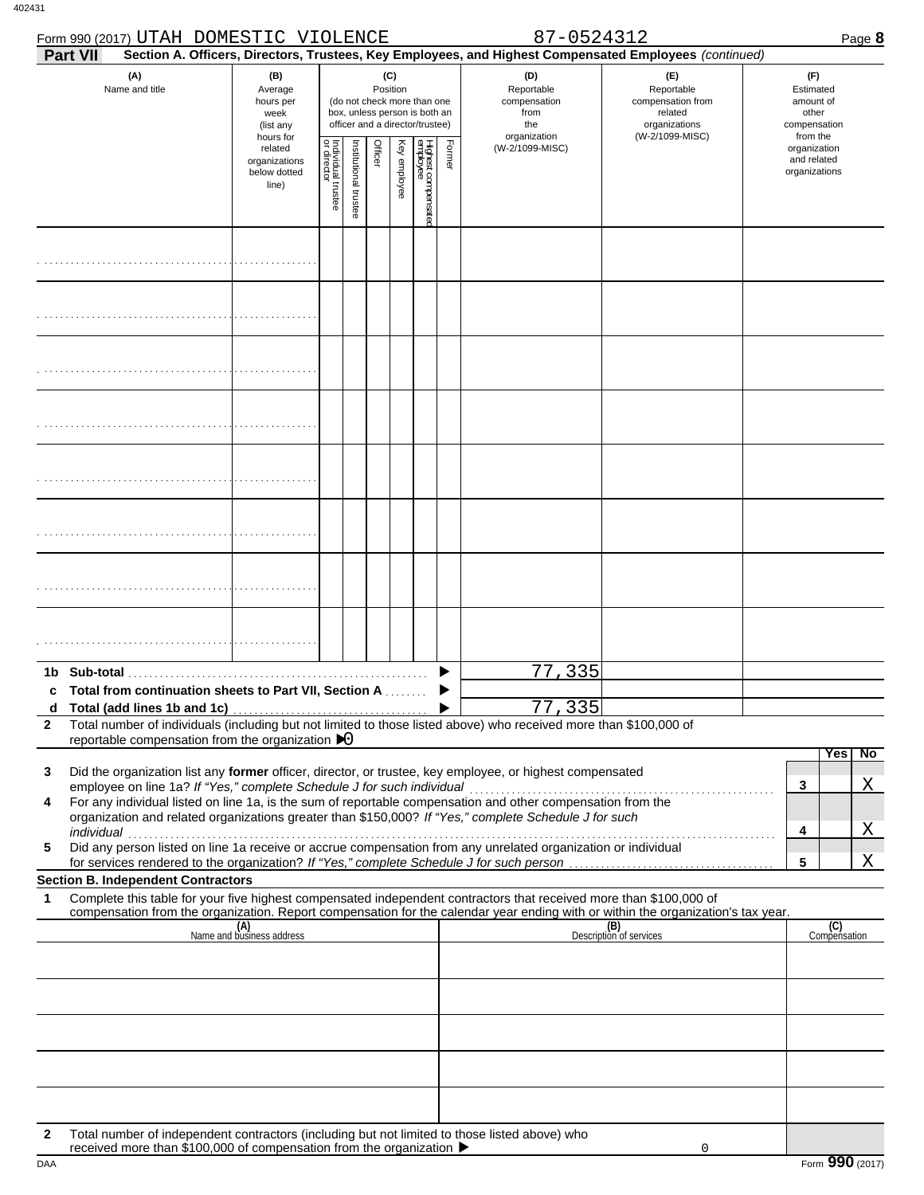Form 990 (2017) UTAH DOMESTIC VIOLENCE 87-0524312 Page **8**

**Part VII** **Section A. Officers, Directors, Trustees, Key Employees, and Highest Compensated Employees** *(continued)*

| (A) Name and title | (B) Average hours per week (list any hours for related organizations below dotted line) | (C) Position (do not check more than one box, unless person is both an officer and a director/trustee) | | | | | | (D) Reportable compensation from the organization (W-2/1099-MISC) | (E) Reportable compensation from related organizations (W-2/1099-MISC) | (F) Estimated amount of other compensation from the organization and related organizations |
|---|---|---|---|---|---|---|---|---|---|---|
| | | Individual trustee or director | Institutional trustee | Officer | Key employee | Highest compensated employee | Former | | | |
| | | | | | | | | | | |
| | | | | | | | | | | |
| | | | | | | | | | | |
| | | | | | | | | | | |
| | | | | | | | | | | |
| | | | | | | | | | | |
| | | | | | | | | | | |
| | | | | | | | | | | |
| **1b Sub-total** | | | | | | | | 77,335 | | |
| **c Total from continuation sheets to Part VII, Section A** | | | | | | | | | | |
| **d Total (add lines 1b and 1c)** | | | | | | | | 77,335 | | |

**2** Total number of individuals (including but not limited to those listed above) who received more than $100,000 of reportable compensation from the organization ▶ 0

| | | | Yes | No |
|---|---|---|---|---|
| **3** | Did the organization list any **former** officer, director, or trustee, key employee, or highest compensated employee on line 1a? *If "Yes," complete Schedule J for such individual* | 3 | | X |
| **4** | For any individual listed on line 1a, is the sum of reportable compensation and other compensation from the organization and related organizations greater than $150,000? *If "Yes," complete Schedule J for such individual* | 4 | | X |
| **5** | Did any person listed on line 1a receive or accrue compensation from any unrelated organization or individual for services rendered to the organization? *If "Yes," complete Schedule J for such person* | 5 | | X |

**Section B. Independent Contractors**

**1** Complete this table for your five highest compensated independent contractors that received more than $100,000 of compensation from the organization. Report compensation for the calendar year ending with or within the organization's tax year.

| (A) Name and business address | (B) Description of services | (C) Compensation |
|---|---|---|
| | | |
| | | |
| | | |
| | | |
| | | |

**2** Total number of independent contractors (including but not limited to those listed above) who received more than $100,000 of compensation from the organization ▶ 0

DAA Form **990** (2017)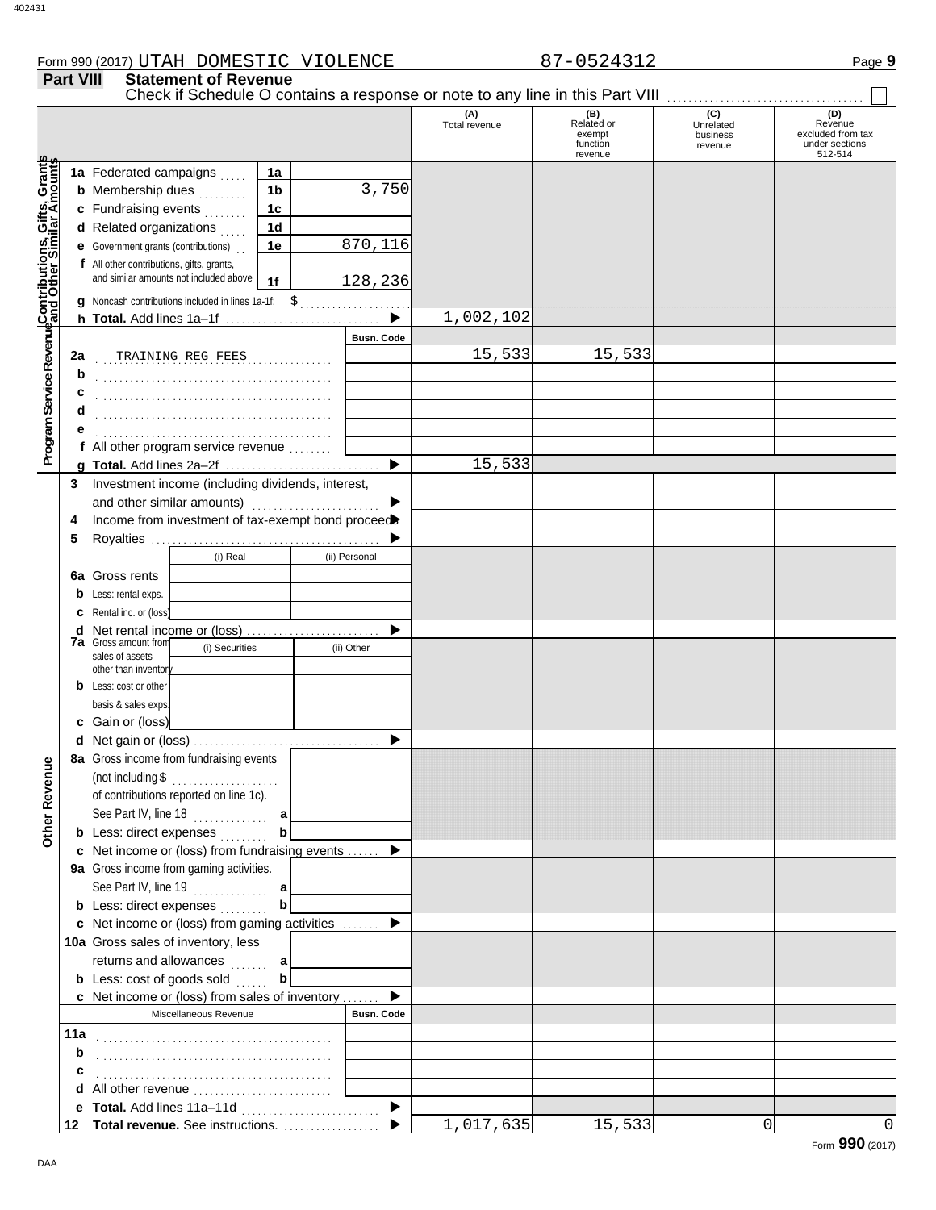Form 990 (2017) UTAH DOMESTIC VIOLENCE 87-0524312 Page 9

## Part VIII Statement of Revenue

Check if Schedule O contains a response or note to any line in this Part VIII ☐

| | | | (A) Total revenue | (B) Related or exempt function revenue | (C) Unrelated business revenue | (D) Revenue excluded from tax under sections 512-514 |
|---|---|---|---|---|---|---|
| **Contributions, Gifts, Grants and Other Similar Amounts** | | | | | | |
| 1a Federated campaigns | 1a | | | | | |
| b Membership dues | 1b | 3,750 | | | | |
| c Fundraising events | 1c | | | | | |
| d Related organizations | 1d | | | | | |
| e Government grants (contributions) | 1e | 870,116 | | | | |
| f All other contributions, gifts, grants, and similar amounts not included above | 1f | 128,236 | | | | |
| g Noncash contributions included in lines 1a-1f: $ | | | | | | |
| h **Total.** Add lines 1a–1f | | ▶ | 1,002,102 | | | |
| **Program Service Revenue** | | Busn. Code | | | | |
| 2a TRAINING REG FEES | | | 15,533 | 15,533 | | |
| b | | | | | | |
| c | | | | | | |
| d | | | | | | |
| e | | | | | | |
| f All other program service revenue | | | | | | |
| g **Total.** Add lines 2a–2f | | ▶ | 15,533 | | | |
| **Other Revenue** | | | | | | |
| 3 Investment income (including dividends, interest, and other similar amounts) | | ▶ | | | | |
| 4 Income from investment of tax-exempt bond proceeds | | ▶ | | | | |
| 5 Royalties | | ▶ | | | | |
| | (i) Real | (ii) Personal | | | | |
| 6a Gross rents | | | | | | |
| b Less: rental exps. | | | | | | |
| c Rental inc. or (loss) | | | | | | |
| d Net rental income or (loss) | | ▶ | | | | |
| | (i) Securities | (ii) Other | | | | |
| 7a Gross amount from sales of assets other than inventory | | | | | | |
| b Less: cost or other basis & sales exps. | | | | | | |
| c Gain or (loss) | | | | | | |
| d Net gain or (loss) | | ▶ | | | | |
| 8a Gross income from fundraising events (not including $ of contributions reported on line 1c). See Part IV, line 18 | a | | | | | |
| b Less: direct expenses | b | | | | | |
| c Net income or (loss) from fundraising events | | ▶ | | | | |
| 9a Gross income from gaming activities. See Part IV, line 19 | a | | | | | |
| b Less: direct expenses | b | | | | | |
| c Net income or (loss) from gaming activities | | ▶ | | | | |
| 10a Gross sales of inventory, less returns and allowances | a | | | | | |
| b Less: cost of goods sold | b | | | | | |
| c Net income or (loss) from sales of inventory | | ▶ | | | | |
| Miscellaneous Revenue | | Busn. Code | | | | |
| 11a | | | | | | |
| b | | | | | | |
| c | | | | | | |
| d All other revenue | | | | | | |
| e **Total.** Add lines 11a–11d | | ▶ | | | | |
| 12 **Total revenue.** See instructions. | | ▶ | 1,017,635 | 15,533 | 0 | 0 |

Form **990** (2017)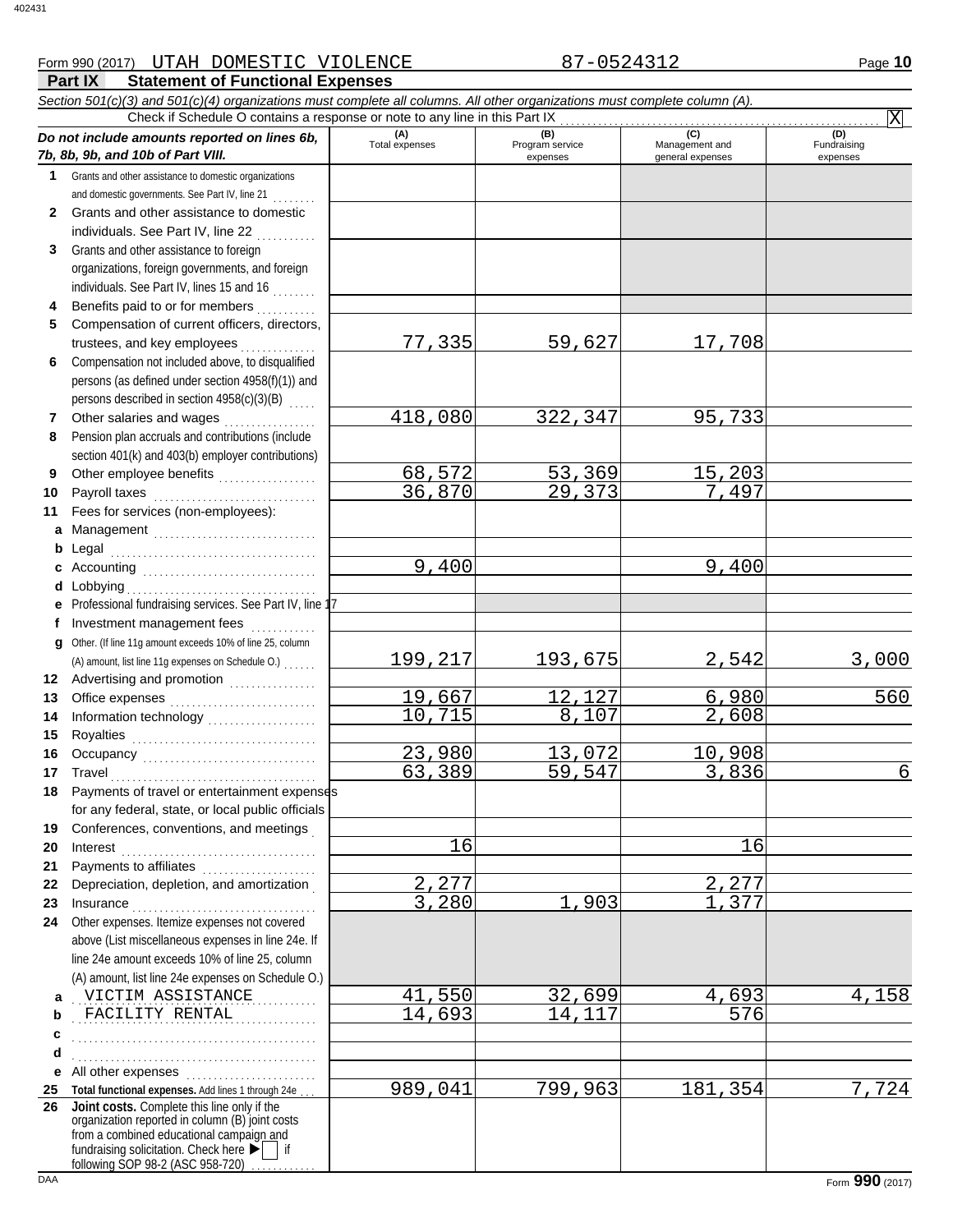Form 990 (2017) UTAH DOMESTIC VIOLENCE 87-0524312

## Part IX Statement of Functional Expenses

*Section 501(c)(3) and 501(c)(4) organizations must complete all columns. All other organizations must complete column (A).*

Check if Schedule O contains a response or note to any line in this Part IX . . . . . . . . . . [X]

| *Do not include amounts reported on lines 6b, 7b, 8b, 9b, and 10b of Part VIII.* | (A) Total expenses | (B) Program service expenses | (C) Management and general expenses | (D) Fundraising expenses |
|---|---|---|---|---|
| **1** Grants and other assistance to domestic organizations and domestic governments. See Part IV, line 21 | | | | |
| **2** Grants and other assistance to domestic individuals. See Part IV, line 22 | | | | |
| **3** Grants and other assistance to foreign organizations, foreign governments, and foreign individuals. See Part IV, lines 15 and 16 | | | | |
| **4** Benefits paid to or for members | | | | |
| **5** Compensation of current officers, directors, trustees, and key employees | 77,335 | 59,627 | 17,708 | |
| **6** Compensation not included above, to disqualified persons (as defined under section 4958(f)(1)) and persons described in section 4958(c)(3)(B) | | | | |
| **7** Other salaries and wages | 418,080 | 322,347 | 95,733 | |
| **8** Pension plan accruals and contributions (include section 401(k) and 403(b) employer contributions) | | | | |
| **9** Other employee benefits | 68,572 | 53,369 | 15,203 | |
| **10** Payroll taxes | 36,870 | 29,373 | 7,497 | |
| **11** Fees for services (non-employees): | | | | |
| **a** Management | | | | |
| **b** Legal | | | | |
| **c** Accounting | 9,400 | | 9,400 | |
| **d** Lobbying | | | | |
| **e** Professional fundraising services. See Part IV, line 17 | | | | |
| **f** Investment management fees | | | | |
| **g** Other. (If line 11g amount exceeds 10% of line 25, column (A) amount, list line 11g expenses on Schedule O.) | 199,217 | 193,675 | 2,542 | 3,000 |
| **12** Advertising and promotion | | | | |
| **13** Office expenses | 19,667 | 12,127 | 6,980 | 560 |
| **14** Information technology | 10,715 | 8,107 | 2,608 | |
| **15** Royalties | | | | |
| **16** Occupancy | 23,980 | 13,072 | 10,908 | |
| **17** Travel | 63,389 | 59,547 | 3,836 | 6 |
| **18** Payments of travel or entertainment expenses for any federal, state, or local public officials | | | | |
| **19** Conferences, conventions, and meetings | | | | |
| **20** Interest | 16 | | 16 | |
| **21** Payments to affiliates | | | | |
| **22** Depreciation, depletion, and amortization | 2,277 | | 2,277 | |
| **23** Insurance | 3,280 | 1,903 | 1,377 | |
| **24** Other expenses. Itemize expenses not covered above (List miscellaneous expenses in line 24e. If line 24e amount exceeds 10% of line 25, column (A) amount, list line 24e expenses on Schedule O.) | | | | |
| **a** VICTIM ASSISTANCE | 41,550 | 32,699 | 4,693 | 4,158 |
| **b** FACILITY RENTAL | 14,693 | 14,117 | 576 | |
| **c** | | | | |
| **d** | | | | |
| **e** All other expenses | | | | |
| **25 Total functional expenses.** Add lines 1 through 24e | 989,041 | 799,963 | 181,354 | 7,724 |
| **26 Joint costs.** Complete this line only if the organization reported in column (B) joint costs from a combined educational campaign and fundraising solicitation. Check here ▶ [ ] if following SOP 98-2 (ASC 958-720) | | | | |

Form **990** (2017)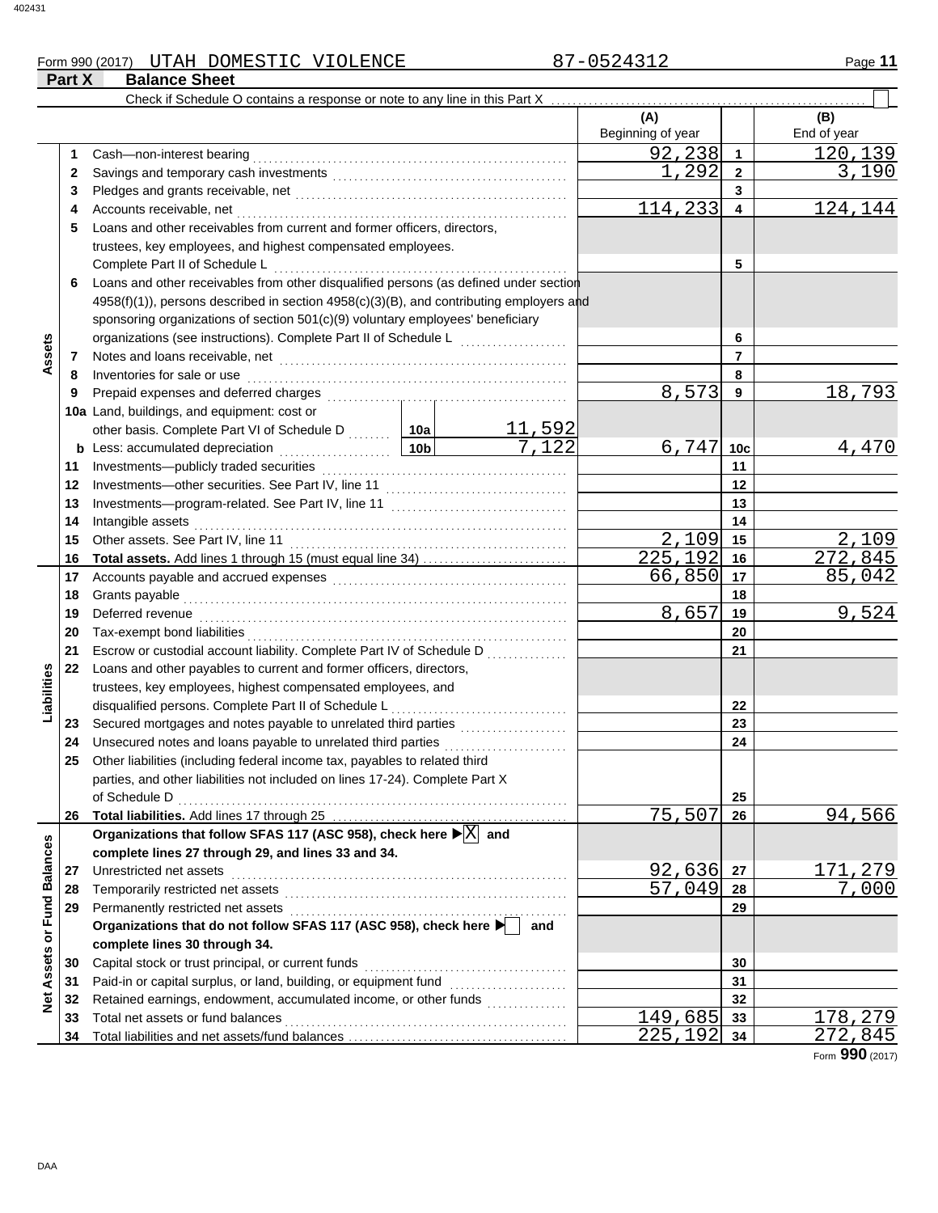Form 990 (2017) UTAH DOMESTIC VIOLENCE 87-0524312

## Part X Balance Sheet

Check if Schedule O contains a response or note to any line in this Part X . . . . . . . . . . . . . . . . . . . . . . . . . . . . . . . . . . . . . . . . . . ☐

| | | | | (A) Beginning of year | | (B) End of year |
|---|---|---|---|---|---|---|
| **Assets** | 1 | Cash—non-interest bearing | | 92,238 | 1 | 120,139 |
| | 2 | Savings and temporary cash investments | | 1,292 | 2 | 3,190 |
| | 3 | Pledges and grants receivable, net | | | 3 | |
| | 4 | Accounts receivable, net | | 114,233 | 4 | 124,144 |
| | 5 | Loans and other receivables from current and former officers, directors, trustees, key employees, and highest compensated employees. Complete Part II of Schedule L | | | 5 | |
| | 6 | Loans and other receivables from other disqualified persons (as defined under section 4958(f)(1)), persons described in section 4958(c)(3)(B), and contributing employers and sponsoring organizations of section 501(c)(9) voluntary employees' beneficiary organizations (see instructions). Complete Part II of Schedule L | | | 6 | |
| | 7 | Notes and loans receivable, net | | | 7 | |
| | 8 | Inventories for sale or use | | | 8 | |
| | 9 | Prepaid expenses and deferred charges | | 8,573 | 9 | 18,793 |
| | 10a | Land, buildings, and equipment: cost or other basis. Complete Part VI of Schedule D | 10a 11,592 | | | |
| | b | Less: accumulated depreciation | 10b 7,122 | 6,747 | 10c | 4,470 |
| | 11 | Investments—publicly traded securities | | | 11 | |
| | 12 | Investments—other securities. See Part IV, line 11 | | | 12 | |
| | 13 | Investments—program-related. See Part IV, line 11 | | | 13 | |
| | 14 | Intangible assets | | | 14 | |
| | 15 | Other assets. See Part IV, line 11 | | 2,109 | 15 | 2,109 |
| | 16 | **Total assets.** Add lines 1 through 15 (must equal line 34) | | 225,192 | 16 | 272,845 |
| **Liabilities** | 17 | Accounts payable and accrued expenses | | 66,850 | 17 | 85,042 |
| | 18 | Grants payable | | | 18 | |
| | 19 | Deferred revenue | | 8,657 | 19 | 9,524 |
| | 20 | Tax-exempt bond liabilities | | | 20 | |
| | 21 | Escrow or custodial account liability. Complete Part IV of Schedule D | | | 21 | |
| | 22 | Loans and other payables to current and former officers, directors, trustees, key employees, highest compensated employees, and disqualified persons. Complete Part II of Schedule L | | | 22 | |
| | 23 | Secured mortgages and notes payable to unrelated third parties | | | 23 | |
| | 24 | Unsecured notes and loans payable to unrelated third parties | | | 24 | |
| | 25 | Other liabilities (including federal income tax, payables to related third parties, and other liabilities not included on lines 17-24). Complete Part X of Schedule D | | | 25 | |
| | 26 | **Total liabilities.** Add lines 17 through 25 | | 75,507 | 26 | 94,566 |
| **Net Assets or Fund Balances** | | **Organizations that follow SFAS 117 (ASC 958), check here ▶ ☒ and complete lines 27 through 29, and lines 33 and 34.** | | | | |
| | 27 | Unrestricted net assets | | 92,636 | 27 | 171,279 |
| | 28 | Temporarily restricted net assets | | 57,049 | 28 | 7,000 |
| | 29 | Permanently restricted net assets | | | 29 | |
| | | **Organizations that do not follow SFAS 117 (ASC 958), check here ▶ ☐ and complete lines 30 through 34.** | | | | |
| | 30 | Capital stock or trust principal, or current funds | | | 30 | |
| | 31 | Paid-in or capital surplus, or land, building, or equipment fund | | | 31 | |
| | 32 | Retained earnings, endowment, accumulated income, or other funds | | | 32 | |
| | 33 | Total net assets or fund balances | | 149,685 | 33 | 178,279 |
| | 34 | Total liabilities and net assets/fund balances | | 225,192 | 34 | 272,845 |

Form **990** (2017)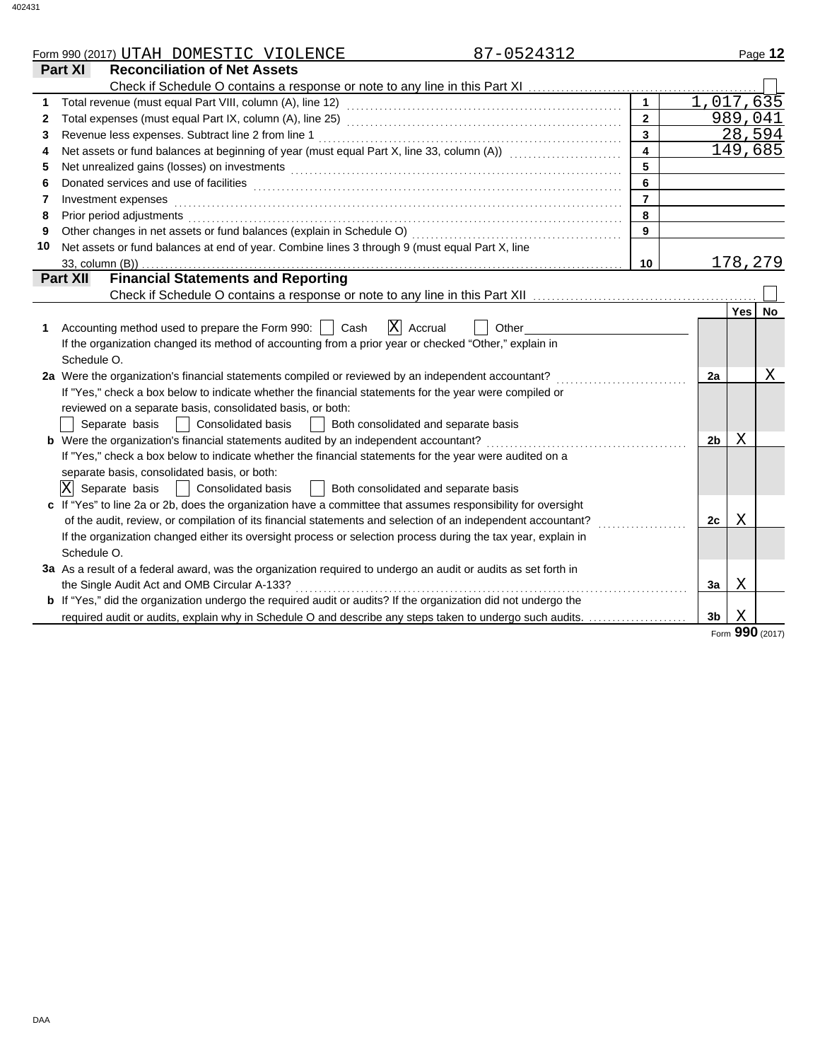Form 990 (2017) UTAH DOMESTIC VIOLENCE 87-0524312

## Part XI Reconciliation of Net Assets

Check if Schedule O contains a response or note to any line in this Part XI [ ]

| | | | |
|---|---|---|---|
| 1 | Total revenue (must equal Part VIII, column (A), line 12) | 1 | 1,017,635 |
| 2 | Total expenses (must equal Part IX, column (A), line 25) | 2 | 989,041 |
| 3 | Revenue less expenses. Subtract line 2 from line 1 | 3 | 28,594 |
| 4 | Net assets or fund balances at beginning of year (must equal Part X, line 33, column (A)) | 4 | 149,685 |
| 5 | Net unrealized gains (losses) on investments | 5 | |
| 6 | Donated services and use of facilities | 6 | |
| 7 | Investment expenses | 7 | |
| 8 | Prior period adjustments | 8 | |
| 9 | Other changes in net assets or fund balances (explain in Schedule O) | 9 | |
| 10 | Net assets or fund balances at end of year. Combine lines 3 through 9 (must equal Part X, line 33, column (B)) | 10 | 178,279 |

## Part XII Financial Statements and Reporting

Check if Schedule O contains a response or note to any line in this Part XII [ ]

| | | | Yes | No |
|---|---|---|---|---|
| 1 | Accounting method used to prepare the Form 990: [ ] Cash [X] Accrual [ ] Other ______<br>If the organization changed its method of accounting from a prior year or checked "Other," explain in Schedule O. | | | |
| 2a | Were the organization's financial statements compiled or reviewed by an independent accountant?<br>If "Yes," check a box below to indicate whether the financial statements for the year were compiled or reviewed on a separate basis, consolidated basis, or both:<br>[ ] Separate basis [ ] Consolidated basis [ ] Both consolidated and separate basis | 2a | | X |
| b | Were the organization's financial statements audited by an independent accountant?<br>If "Yes," check a box below to indicate whether the financial statements for the year were audited on a separate basis, consolidated basis, or both:<br>[X] Separate basis [ ] Consolidated basis [ ] Both consolidated and separate basis | 2b | X | |
| c | If "Yes" to line 2a or 2b, does the organization have a committee that assumes responsibility for oversight of the audit, review, or compilation of its financial statements and selection of an independent accountant?<br>If the organization changed either its oversight process or selection process during the tax year, explain in Schedule O. | 2c | X | |
| 3a | As a result of a federal award, was the organization required to undergo an audit or audits as set forth in the Single Audit Act and OMB Circular A-133? | 3a | X | |
| b | If "Yes," did the organization undergo the required audit or audits? If the organization did not undergo the required audit or audits, explain why in Schedule O and describe any steps taken to undergo such audits. | 3b | X | |

Form **990** (2017)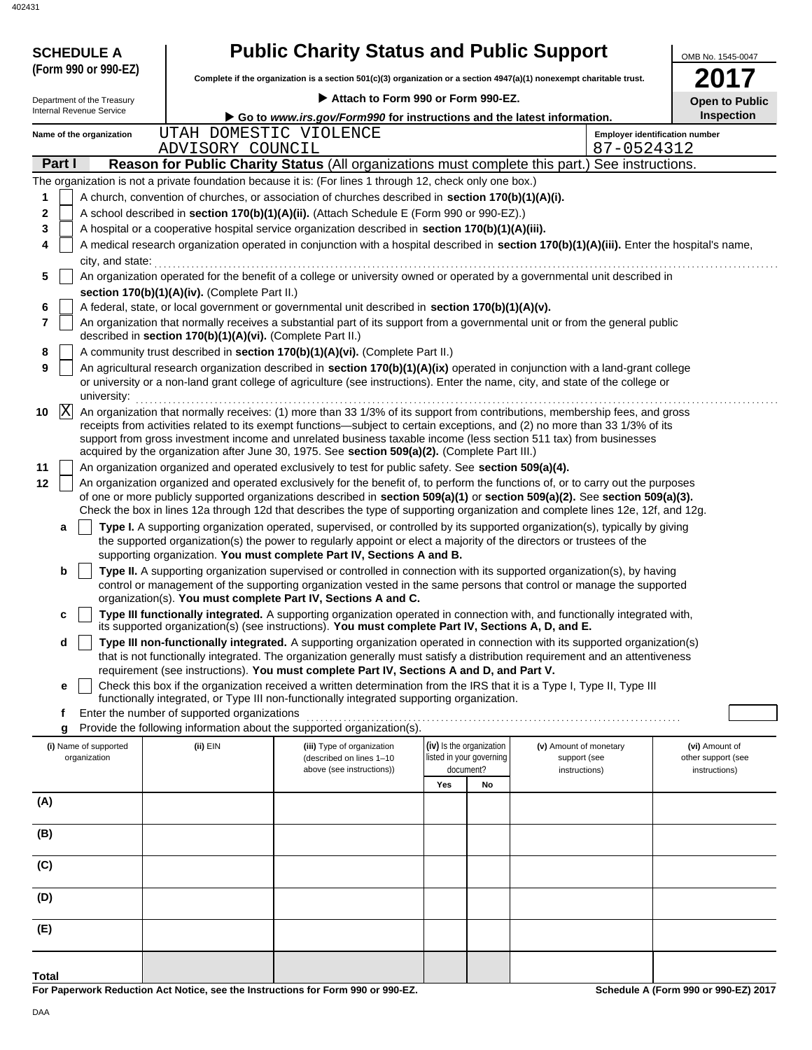402431

**SCHEDULE A (Form 990 or 990-EZ)**

Department of the Treasury
Internal Revenue Service

# Public Charity Status and Public Support

**Complete if the organization is a section 501(c)(3) organization or a section 4947(a)(1) nonexempt charitable trust.**

▶ **Attach to Form 990 or Form 990-EZ.**

▶ **Go to *www.irs.gov/Form990* for instructions and the latest information.**

OMB No. 1545-0047

**2017**

**Open to Public Inspection**

**Name of the organization:** UTAH DOMESTIC VIOLENCE ADVISORY COUNCIL

**Employer identification number:** 87-0524312

## Part I — Reason for Public Charity Status (All organizations must complete this part.) See instructions.

The organization is not a private foundation because it is: (For lines 1 through 12, check only one box.)

1. [ ] A church, convention of churches, or association of churches described in **section 170(b)(1)(A)(i).**
2. [ ] A school described in **section 170(b)(1)(A)(ii).** (Attach Schedule E (Form 990 or 990-EZ).)
3. [ ] A hospital or a cooperative hospital service organization described in **section 170(b)(1)(A)(iii).**
4. [ ] A medical research organization operated in conjunction with a hospital described in **section 170(b)(1)(A)(iii).** Enter the hospital's name, city, and state:
5. [ ] An organization operated for the benefit of a college or university owned or operated by a governmental unit described in **section 170(b)(1)(A)(iv).** (Complete Part II.)
6. [ ] A federal, state, or local government or governmental unit described in **section 170(b)(1)(A)(v).**
7. [ ] An organization that normally receives a substantial part of its support from a governmental unit or from the general public described in **section 170(b)(1)(A)(vi).** (Complete Part II.)
8. [ ] A community trust described in **section 170(b)(1)(A)(vi).** (Complete Part II.)
9. [ ] An agricultural research organization described in **section 170(b)(1)(A)(ix)** operated in conjunction with a land-grant college or university or a non-land grant college of agriculture (see instructions). Enter the name, city, and state of the college or university:
10. [X] An organization that normally receives: (1) more than 33 1/3% of its support from contributions, membership fees, and gross receipts from activities related to its exempt functions—subject to certain exceptions, and (2) no more than 33 1/3% of its support from gross investment income and unrelated business taxable income (less section 511 tax) from businesses acquired by the organization after June 30, 1975. See **section 509(a)(2).** (Complete Part III.)
11. [ ] An organization organized and operated exclusively to test for public safety. See **section 509(a)(4).**
12. [ ] An organization organized and operated exclusively for the benefit of, to perform the functions of, or to carry out the purposes of one or more publicly supported organizations described in **section 509(a)(1)** or **section 509(a)(2).** See **section 509(a)(3).** Check the box in lines 12a through 12d that describes the type of supporting organization and complete lines 12e, 12f, and 12g.
   - **a** [ ] **Type I.** A supporting organization operated, supervised, or controlled by its supported organization(s), typically by giving the supported organization(s) the power to regularly appoint or elect a majority of the directors or trustees of the supporting organization. **You must complete Part IV, Sections A and B.**
   - **b** [ ] **Type II.** A supporting organization supervised or controlled in connection with its supported organization(s), by having control or management of the supporting organization vested in the same persons that control or manage the supported organization(s). **You must complete Part IV, Sections A and C.**
   - **c** [ ] **Type III functionally integrated.** A supporting organization operated in connection with, and functionally integrated with, its supported organization(s) (see instructions). **You must complete Part IV, Sections A, D, and E.**
   - **d** [ ] **Type III non-functionally integrated.** A supporting organization operated in connection with its supported organization(s) that is not functionally integrated. The organization generally must satisfy a distribution requirement and an attentiveness requirement (see instructions). **You must complete Part IV, Sections A and D, and Part V.**
   - **e** [ ] Check this box if the organization received a written determination from the IRS that it is a Type I, Type II, Type III functionally integrated, or Type III non-functionally integrated supporting organization.
   - **f** Enter the number of supported organizations
   - **g** Provide the following information about the supported organization(s).

| (i) Name of supported organization | (ii) EIN | (iii) Type of organization (described on lines 1–10 above (see instructions)) | (iv) Is the organization listed in your governing document? Yes | No | (v) Amount of monetary support (see instructions) | (vi) Amount of other support (see instructions) |
|---|---|---|---|---|---|---|
| (A) | | | | | | |
| (B) | | | | | | |
| (C) | | | | | | |
| (D) | | | | | | |
| (E) | | | | | | |
| **Total** | | | | | | |

**For Paperwork Reduction Act Notice, see the Instructions for Form 990 or 990-EZ.**

**Schedule A (Form 990 or 990-EZ) 2017**

DAA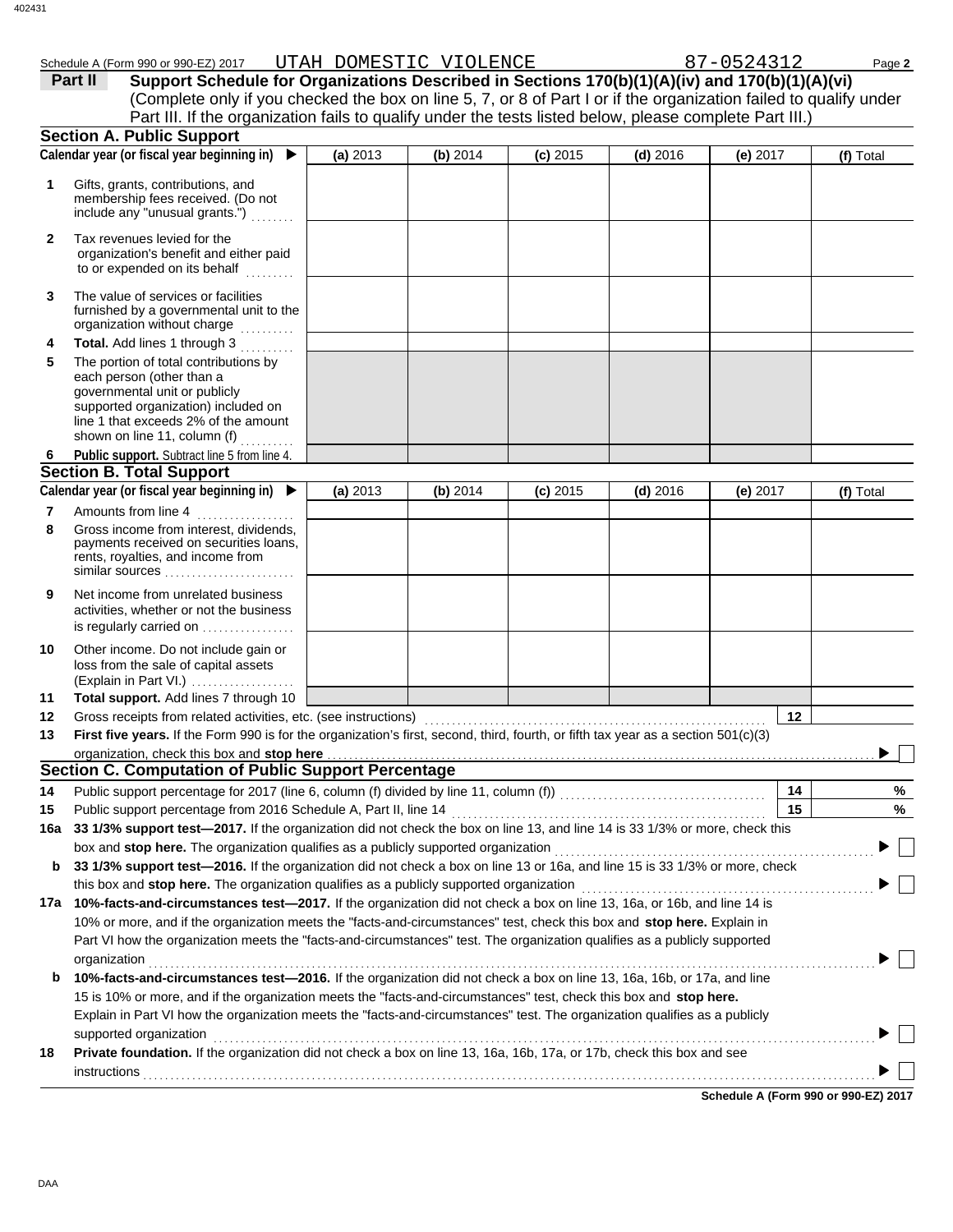Schedule A (Form 990 or 990-EZ) 2017 UTAH DOMESTIC VIOLENCE 87-0524312

**Part II** **Support Schedule for Organizations Described in Sections 170(b)(1)(A)(iv) and 170(b)(1)(A)(vi)**
(Complete only if you checked the box on line 5, 7, or 8 of Part I or if the organization failed to qualify under Part III. If the organization fails to qualify under the tests listed below, please complete Part III.)

## Section A. Public Support

| Calendar year (or fiscal year beginning in) ▶ | (a) 2013 | (b) 2014 | (c) 2015 | (d) 2016 | (e) 2017 | (f) Total |
|---|---|---|---|---|---|---|
| **1** Gifts, grants, contributions, and membership fees received. (Do not include any "unusual grants.") | | | | | | |
| **2** Tax revenues levied for the organization's benefit and either paid to or expended on its behalf | | | | | | |
| **3** The value of services or facilities furnished by a governmental unit to the organization without charge | | | | | | |
| **4** **Total.** Add lines 1 through 3 | | | | | | |
| **5** The portion of total contributions by each person (other than a governmental unit or publicly supported organization) included on line 1 that exceeds 2% of the amount shown on line 11, column (f) | | | | | | |
| **6** **Public support.** Subtract line 5 from line 4. | | | | | | |

## Section B. Total Support

| Calendar year (or fiscal year beginning in) ▶ | (a) 2013 | (b) 2014 | (c) 2015 | (d) 2016 | (e) 2017 | (f) Total |
|---|---|---|---|---|---|---|
| **7** Amounts from line 4 | | | | | | |
| **8** Gross income from interest, dividends, payments received on securities loans, rents, royalties, and income from similar sources | | | | | | |
| **9** Net income from unrelated business activities, whether or not the business is regularly carried on | | | | | | |
| **10** Other income. Do not include gain or loss from the sale of capital assets (Explain in Part VI.) | | | | | | |
| **11** **Total support.** Add lines 7 through 10 | | | | | | |

**12** Gross receipts from related activities, etc. (see instructions) | **12** |

**13** **First five years.** If the Form 990 is for the organization's first, second, third, fourth, or fifth tax year as a section 501(c)(3) organization, check this box and **stop here** ▶ ☐

## Section C. Computation of Public Support Percentage

**14** Public support percentage for 2017 (line 6, column (f) divided by line 11, column (f)) | **14** | %

**15** Public support percentage from 2016 Schedule A, Part II, line 14 | **15** | %

**16a** **33 1/3% support test—2017.** If the organization did not check the box on line 13, and line 14 is 33 1/3% or more, check this box and **stop here.** The organization qualifies as a publicly supported organization ▶ ☐

**b** **33 1/3% support test—2016.** If the organization did not check a box on line 13 or 16a, and line 15 is 33 1/3% or more, check this box and **stop here.** The organization qualifies as a publicly supported organization ▶ ☐

**17a** **10%-facts-and-circumstances test—2017.** If the organization did not check a box on line 13, 16a, or 16b, and line 14 is 10% or more, and if the organization meets the "facts-and-circumstances" test, check this box and **stop here.** Explain in Part VI how the organization meets the "facts-and-circumstances" test. The organization qualifies as a publicly supported organization ▶ ☐

**b** **10%-facts-and-circumstances test—2016.** If the organization did not check a box on line 13, 16a, 16b, or 17a, and line 15 is 10% or more, and if the organization meets the "facts-and-circumstances" test, check this box and **stop here.** Explain in Part VI how the organization meets the "facts-and-circumstances" test. The organization qualifies as a publicly supported organization ▶ ☐

**18** **Private foundation.** If the organization did not check a box on line 13, 16a, 16b, 17a, or 17b, check this box and see instructions ▶ ☐

**Schedule A (Form 990 or 990-EZ) 2017**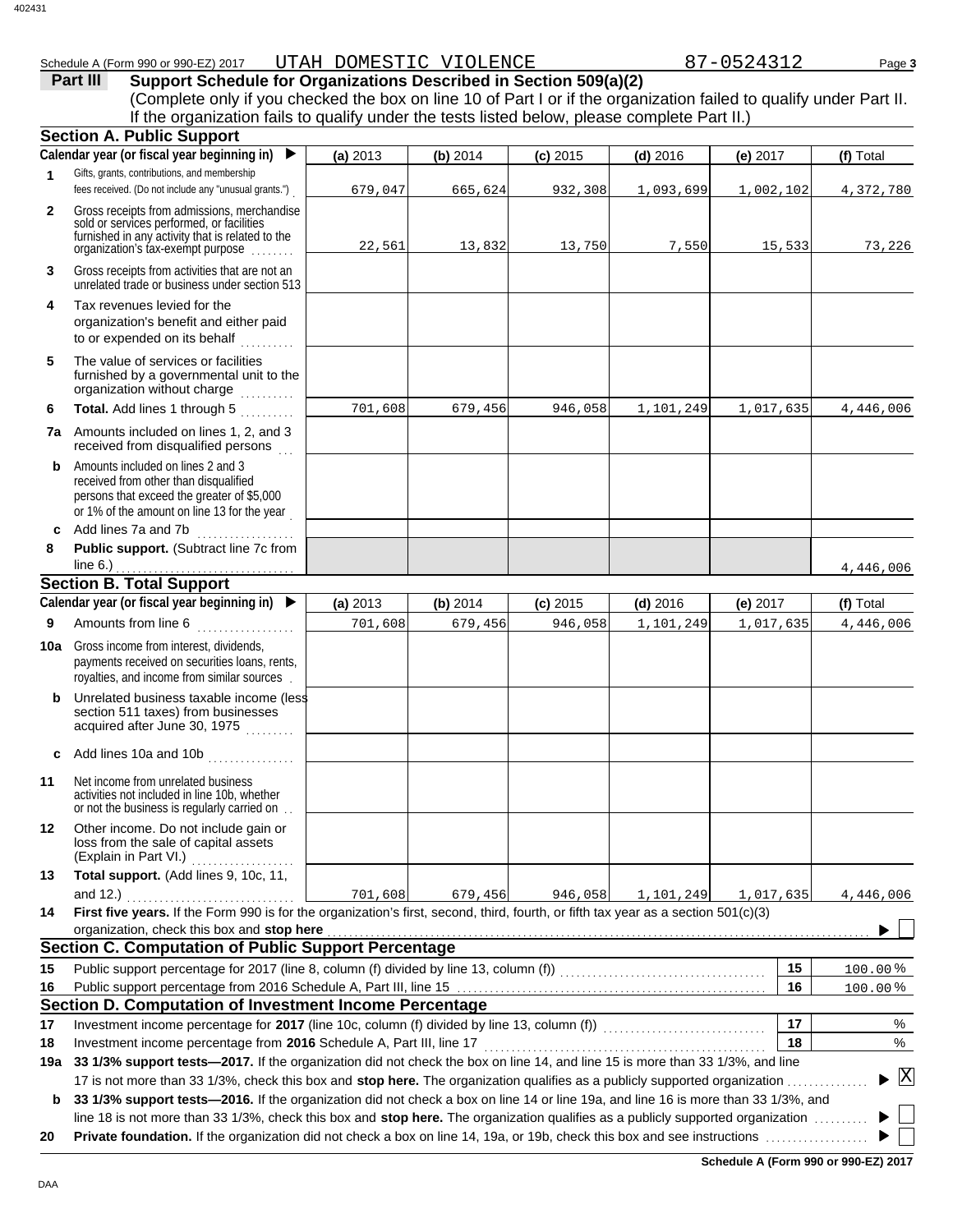Schedule A (Form 990 or 990-EZ) 2017 UTAH DOMESTIC VIOLENCE 87-0524312

## Part III Support Schedule for Organizations Described in Section 509(a)(2)

(Complete only if you checked the box on line 10 of Part I or if the organization failed to qualify under Part II. If the organization fails to qualify under the tests listed below, please complete Part II.)

### Section A. Public Support

| Calendar year (or fiscal year beginning in) | (a) 2013 | (b) 2014 | (c) 2015 | (d) 2016 | (e) 2017 | (f) Total |
|---|---|---|---|---|---|---|
| 1 Gifts, grants, contributions, and membership fees received. (Do not include any "unusual grants.") | 679,047 | 665,624 | 932,308 | 1,093,699 | 1,002,102 | 4,372,780 |
| 2 Gross receipts from admissions, merchandise sold or services performed, or facilities furnished in any activity that is related to the organization's tax-exempt purpose | 22,561 | 13,832 | 13,750 | 7,550 | 15,533 | 73,226 |
| 3 Gross receipts from activities that are not an unrelated trade or business under section 513 | | | | | | |
| 4 Tax revenues levied for the organization's benefit and either paid to or expended on its behalf | | | | | | |
| 5 The value of services or facilities furnished by a governmental unit to the organization without charge | | | | | | |
| 6 **Total.** Add lines 1 through 5 | 701,608 | 679,456 | 946,058 | 1,101,249 | 1,017,635 | 4,446,006 |
| 7a Amounts included on lines 1, 2, and 3 received from disqualified persons | | | | | | |
| b Amounts included on lines 2 and 3 received from other than disqualified persons that exceed the greater of $5,000 or 1% of the amount on line 13 for the year | | | | | | |
| c Add lines 7a and 7b | | | | | | |
| 8 **Public support.** (Subtract line 7c from line 6.) | | | | | | 4,446,006 |

### Section B. Total Support

| Calendar year (or fiscal year beginning in) | (a) 2013 | (b) 2014 | (c) 2015 | (d) 2016 | (e) 2017 | (f) Total |
|---|---|---|---|---|---|---|
| 9 Amounts from line 6 | 701,608 | 679,456 | 946,058 | 1,101,249 | 1,017,635 | 4,446,006 |
| 10a Gross income from interest, dividends, payments received on securities loans, rents, royalties, and income from similar sources | | | | | | |
| b Unrelated business taxable income (less section 511 taxes) from businesses acquired after June 30, 1975 | | | | | | |
| c Add lines 10a and 10b | | | | | | |
| 11 Net income from unrelated business activities not included in line 10b, whether or not the business is regularly carried on | | | | | | |
| 12 Other income. Do not include gain or loss from the sale of capital assets (Explain in Part VI.) | | | | | | |
| 13 **Total support.** (Add lines 9, 10c, 11, and 12.) | 701,608 | 679,456 | 946,058 | 1,101,249 | 1,017,635 | 4,446,006 |

14 **First five years.** If the Form 990 is for the organization's first, second, third, fourth, or fifth tax year as a section 501(c)(3) organization, check this box and **stop here** ☐

### Section C. Computation of Public Support Percentage

| | | | |
|---|---|---|---|
| 15 | Public support percentage for 2017 (line 8, column (f) divided by line 13, column (f)) | 15 | 100.00 % |
| 16 | Public support percentage from 2016 Schedule A, Part III, line 15 | 16 | 100.00 % |

### Section D. Computation of Investment Income Percentage

| | | | |
|---|---|---|---|
| 17 | Investment income percentage for **2017** (line 10c, column (f) divided by line 13, column (f)) | 17 | % |
| 18 | Investment income percentage from **2016** Schedule A, Part III, line 17 | 18 | % |

19a **33 1/3% support tests—2017.** If the organization did not check the box on line 14, and line 15 is more than 33 1/3%, and line 17 is not more than 33 1/3%, check this box and **stop here.** The organization qualifies as a publicly supported organization ☒

b **33 1/3% support tests—2016.** If the organization did not check a box on line 14 or line 19a, and line 16 is more than 33 1/3%, and line 18 is not more than 33 1/3%, check this box and **stop here.** The organization qualifies as a publicly supported organization ☐

20 **Private foundation.** If the organization did not check a box on line 14, 19a, or 19b, check this box and see instructions ☐

**Schedule A (Form 990 or 990-EZ) 2017**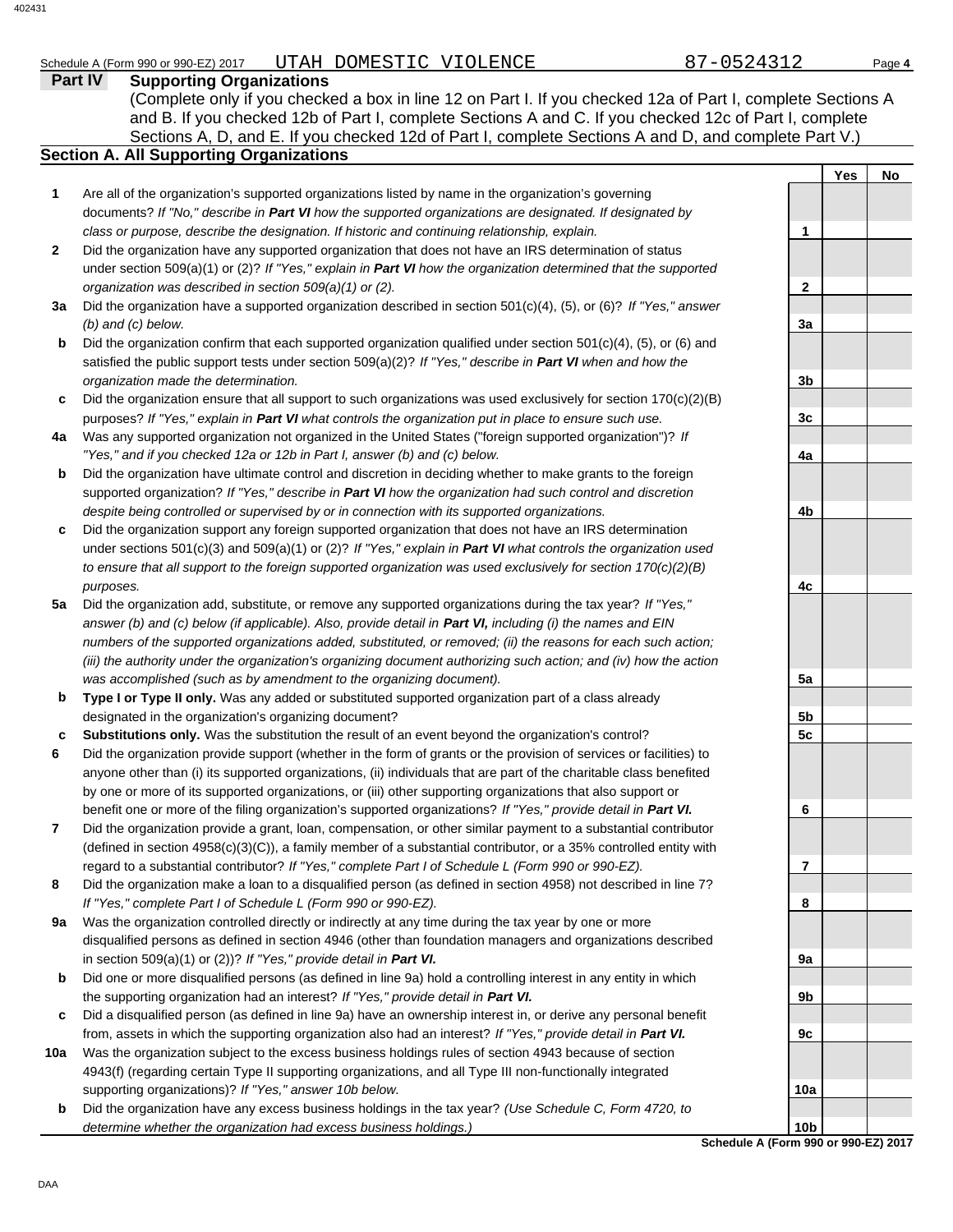Schedule A (Form 990 or 990-EZ) 2017 UTAH DOMESTIC VIOLENCE 87-0524312

## Part IV Supporting Organizations

(Complete only if you checked a box in line 12 on Part I. If you checked 12a of Part I, complete Sections A and B. If you checked 12b of Part I, complete Sections A and C. If you checked 12c of Part I, complete Sections A, D, and E. If you checked 12d of Part I, complete Sections A and D, and complete Part V.)

### Section A. All Supporting Organizations

| | | Line | Yes | No |
|---|---|---|---|---|
| **1** | Are all of the organization's supported organizations listed by name in the organization's governing documents? *If "No," describe in **Part VI** how the supported organizations are designated. If designated by class or purpose, describe the designation. If historic and continuing relationship, explain.* | 1 | | |
| **2** | Did the organization have any supported organization that does not have an IRS determination of status under section 509(a)(1) or (2)? *If "Yes," explain in **Part VI** how the organization determined that the supported organization was described in section 509(a)(1) or (2).* | 2 | | |
| **3a** | Did the organization have a supported organization described in section 501(c)(4), (5), or (6)? *If "Yes," answer (b) and (c) below.* | 3a | | |
| **b** | Did the organization confirm that each supported organization qualified under section 501(c)(4), (5), or (6) and satisfied the public support tests under section 509(a)(2)? *If "Yes," describe in **Part VI** when and how the organization made the determination.* | 3b | | |
| **c** | Did the organization ensure that all support to such organizations was used exclusively for section 170(c)(2)(B) purposes? *If "Yes," explain in **Part VI** what controls the organization put in place to ensure such use.* | 3c | | |
| **4a** | Was any supported organization not organized in the United States ("foreign supported organization")? *If "Yes," and if you checked 12a or 12b in Part I, answer (b) and (c) below.* | 4a | | |
| **b** | Did the organization have ultimate control and discretion in deciding whether to make grants to the foreign supported organization? *If "Yes," describe in **Part VI** how the organization had such control and discretion despite being controlled or supervised by or in connection with its supported organizations.* | 4b | | |
| **c** | Did the organization support any foreign supported organization that does not have an IRS determination under sections 501(c)(3) and 509(a)(1) or (2)? *If "Yes," explain in **Part VI** what controls the organization used to ensure that all support to the foreign supported organization was used exclusively for section 170(c)(2)(B) purposes.* | 4c | | |
| **5a** | Did the organization add, substitute, or remove any supported organizations during the tax year? *If "Yes," answer (b) and (c) below (if applicable). Also, provide detail in **Part VI,** including (i) the names and EIN numbers of the supported organizations added, substituted, or removed; (ii) the reasons for each such action; (iii) the authority under the organization's organizing document authorizing such action; and (iv) how the action was accomplished (such as by amendment to the organizing document).* | 5a | | |
| **b** | **Type I or Type II only.** Was any added or substituted supported organization part of a class already designated in the organization's organizing document? | 5b | | |
| **c** | **Substitutions only.** Was the substitution the result of an event beyond the organization's control? | 5c | | |
| **6** | Did the organization provide support (whether in the form of grants or the provision of services or facilities) to anyone other than (i) its supported organizations, (ii) individuals that are part of the charitable class benefited by one or more of its supported organizations, or (iii) other supporting organizations that also support or benefit one or more of the filing organization's supported organizations? *If "Yes," provide detail in **Part VI.*** | 6 | | |
| **7** | Did the organization provide a grant, loan, compensation, or other similar payment to a substantial contributor (defined in section 4958(c)(3)(C)), a family member of a substantial contributor, or a 35% controlled entity with regard to a substantial contributor? *If "Yes," complete Part I of Schedule L (Form 990 or 990-EZ).* | 7 | | |
| **8** | Did the organization make a loan to a disqualified person (as defined in section 4958) not described in line 7? *If "Yes," complete Part I of Schedule L (Form 990 or 990-EZ).* | 8 | | |
| **9a** | Was the organization controlled directly or indirectly at any time during the tax year by one or more disqualified persons as defined in section 4946 (other than foundation managers and organizations described in section 509(a)(1) or (2))? *If "Yes," provide detail in **Part VI.*** | 9a | | |
| **b** | Did one or more disqualified persons (as defined in line 9a) hold a controlling interest in any entity in which the supporting organization had an interest? *If "Yes," provide detail in **Part VI.*** | 9b | | |
| **c** | Did a disqualified person (as defined in line 9a) have an ownership interest in, or derive any personal benefit from, assets in which the supporting organization also had an interest? *If "Yes," provide detail in **Part VI.*** | 9c | | |
| **10a** | Was the organization subject to the excess business holdings rules of section 4943 because of section 4943(f) (regarding certain Type II supporting organizations, and all Type III non-functionally integrated supporting organizations)? *If "Yes," answer 10b below.* | 10a | | |
| **b** | Did the organization have any excess business holdings in the tax year? *(Use Schedule C, Form 4720, to determine whether the organization had excess business holdings.)* | 10b | | |

**Schedule A (Form 990 or 990-EZ) 2017**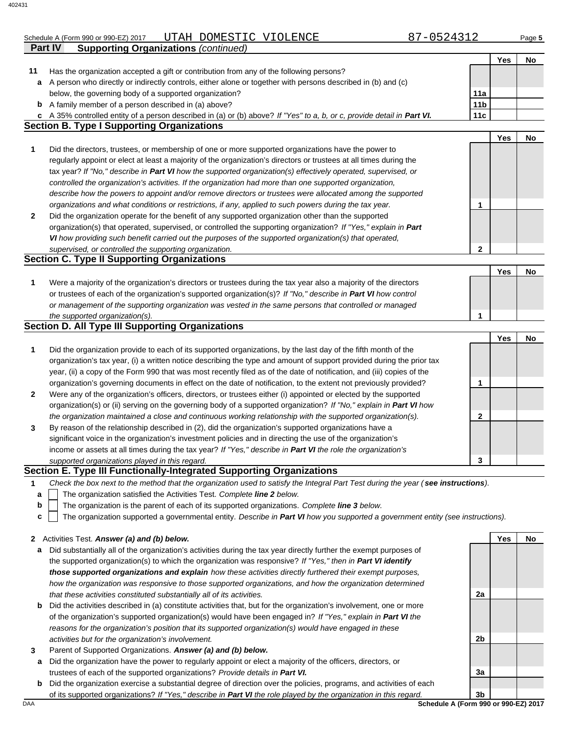Schedule A (Form 990 or 990-EZ) 2017 UTAH DOMESTIC VIOLENCE 87-0524312

## Part IV Supporting Organizations *(continued)*

| | | | Yes | No |
|---|---|---|---|---|
| **11** | Has the organization accepted a gift or contribution from any of the following persons? | | | |
| **a** | A person who directly or indirectly controls, either alone or together with persons described in (b) and (c) below, the governing body of a supported organization? | 11a | | |
| **b** | A family member of a person described in (a) above? | 11b | | |
| **c** | A 35% controlled entity of a person described in (a) or (b) above? *If "Yes" to a, b, or c, provide detail in* ***Part VI.*** | 11c | | |

### Section B. Type I Supporting Organizations

| | | | Yes | No |
|---|---|---|---|---|
| **1** | Did the directors, trustees, or membership of one or more supported organizations have the power to regularly appoint or elect at least a majority of the organization's directors or trustees at all times during the tax year? *If "No," describe in* ***Part VI*** *how the supported organization(s) effectively operated, supervised, or controlled the organization's activities. If the organization had more than one supported organization, describe how the powers to appoint and/or remove directors or trustees were allocated among the supported organizations and what conditions or restrictions, if any, applied to such powers during the tax year.* | 1 | | |
| **2** | Did the organization operate for the benefit of any supported organization other than the supported organization(s) that operated, supervised, or controlled the supporting organization? *If "Yes," explain in* ***Part VI*** *how providing such benefit carried out the purposes of the supported organization(s) that operated, supervised, or controlled the supporting organization.* | 2 | | |

### Section C. Type II Supporting Organizations

| | | | Yes | No |
|---|---|---|---|---|
| **1** | Were a majority of the organization's directors or trustees during the tax year also a majority of the directors or trustees of each of the organization's supported organization(s)? *If "No," describe in* ***Part VI*** *how control or management of the supporting organization was vested in the same persons that controlled or managed the supported organization(s).* | 1 | | |

### Section D. All Type III Supporting Organizations

| | | | Yes | No |
|---|---|---|---|---|
| **1** | Did the organization provide to each of its supported organizations, by the last day of the fifth month of the organization's tax year, (i) a written notice describing the type and amount of support provided during the prior tax year, (ii) a copy of the Form 990 that was most recently filed as of the date of notification, and (iii) copies of the organization's governing documents in effect on the date of notification, to the extent not previously provided? | 1 | | |
| **2** | Were any of the organization's officers, directors, or trustees either (i) appointed or elected by the supported organization(s) or (ii) serving on the governing body of a supported organization? *If "No," explain in* ***Part VI*** *how the organization maintained a close and continuous working relationship with the supported organization(s).* | 2 | | |
| **3** | By reason of the relationship described in (2), did the organization's supported organizations have a significant voice in the organization's investment policies and in directing the use of the organization's income or assets at all times during the tax year? *If "Yes," describe in* ***Part VI*** *the role the organization's supported organizations played in this regard.* | 3 | | |

### Section E. Type III Functionally-Integrated Supporting Organizations

**1** *Check the box next to the method that the organization used to satisfy the Integral Part Test during the year (* ***see instructions****).*

- **a** ☐ The organization satisfied the Activities Test. *Complete* ***line 2*** *below.*
- **b** ☐ The organization is the parent of each of its supported organizations. *Complete* ***line 3*** *below.*
- **c** ☐ The organization supported a governmental entity. *Describe in* ***Part VI*** *how you supported a government entity (see instructions).*

| | | | Yes | No |
|---|---|---|---|---|
| **2** | Activities Test. ***Answer (a) and (b) below.*** | | | |
| **a** | Did substantially all of the organization's activities during the tax year directly further the exempt purposes of the supported organization(s) to which the organization was responsive? *If "Yes," then in* ***Part VI identify those supported organizations and explain*** *how these activities directly furthered their exempt purposes, how the organization was responsive to those supported organizations, and how the organization determined that these activities constituted substantially all of its activities.* | 2a | | |
| **b** | Did the activities described in (a) constitute activities that, but for the organization's involvement, one or more of the organization's supported organization(s) would have been engaged in? *If "Yes," explain in* ***Part VI*** *the reasons for the organization's position that its supported organization(s) would have engaged in these activities but for the organization's involvement.* | 2b | | |
| **3** | Parent of Supported Organizations. ***Answer (a) and (b) below.*** | | | |
| **a** | Did the organization have the power to regularly appoint or elect a majority of the officers, directors, or trustees of each of the supported organizations? *Provide details in* ***Part VI.*** | 3a | | |
| **b** | Did the organization exercise a substantial degree of direction over the policies, programs, and activities of each of its supported organizations? *If "Yes," describe in* ***Part VI*** *the role played by the organization in this regard.* | 3b | | |

DAA **Schedule A (Form 990 or 990-EZ) 2017**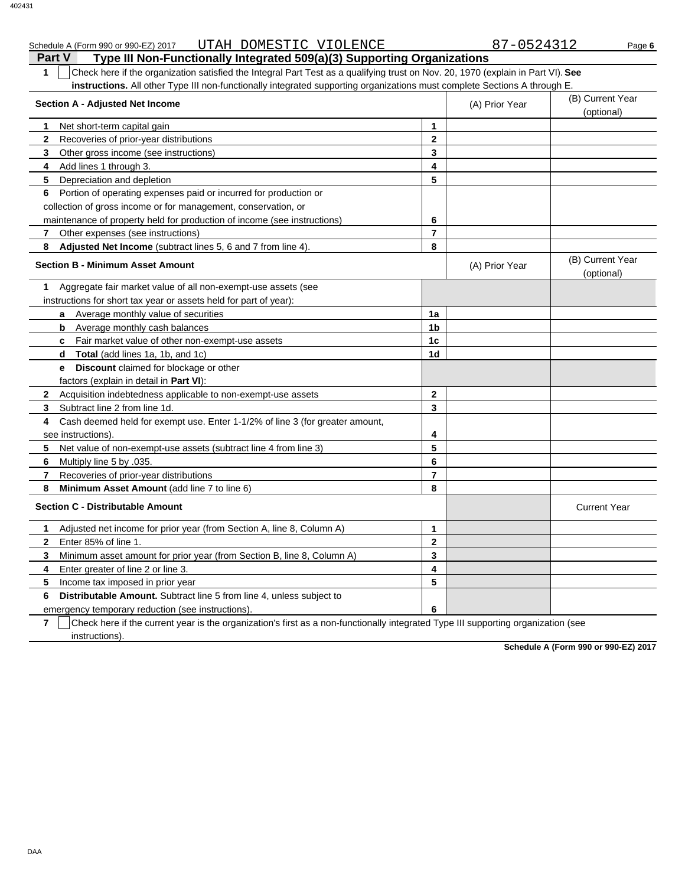Schedule A (Form 990 or 990-EZ) 2017 UTAH DOMESTIC VIOLENCE 87-0524312

## Part V — Type III Non-Functionally Integrated 509(a)(3) Supporting Organizations

**1** ☐ Check here if the organization satisfied the Integral Part Test as a qualifying trust on Nov. 20, 1970 (explain in Part VI). **See instructions.** All other Type III non-functionally integrated supporting organizations must complete Sections A through E.

| **Section A - Adjusted Net Income** | | (A) Prior Year | (B) Current Year (optional) |
|---|---|---|---|
| **1** Net short-term capital gain | 1 | | |
| **2** Recoveries of prior-year distributions | 2 | | |
| **3** Other gross income (see instructions) | 3 | | |
| **4** Add lines 1 through 3. | 4 | | |
| **5** Depreciation and depletion | 5 | | |
| **6** Portion of operating expenses paid or incurred for production or collection of gross income or for management, conservation, or maintenance of property held for production of income (see instructions) | 6 | | |
| **7** Other expenses (see instructions) | 7 | | |
| **8** **Adjusted Net Income** (subtract lines 5, 6 and 7 from line 4). | 8 | | |

| **Section B - Minimum Asset Amount** | | (A) Prior Year | (B) Current Year (optional) |
|---|---|---|---|
| **1** Aggregate fair market value of all non-exempt-use assets (see instructions for short tax year or assets held for part of year): | | | |
| **a** Average monthly value of securities | 1a | | |
| **b** Average monthly cash balances | 1b | | |
| **c** Fair market value of other non-exempt-use assets | 1c | | |
| **d** **Total** (add lines 1a, 1b, and 1c) | 1d | | |
| **e** **Discount** claimed for blockage or other factors (explain in detail in **Part VI**): | | | |
| **2** Acquisition indebtedness applicable to non-exempt-use assets | 2 | | |
| **3** Subtract line 2 from line 1d. | 3 | | |
| **4** Cash deemed held for exempt use. Enter 1-1/2% of line 3 (for greater amount, see instructions). | 4 | | |
| **5** Net value of non-exempt-use assets (subtract line 4 from line 3) | 5 | | |
| **6** Multiply line 5 by .035. | 6 | | |
| **7** Recoveries of prior-year distributions | 7 | | |
| **8** **Minimum Asset Amount** (add line 7 to line 6) | 8 | | |

| **Section C - Distributable Amount** | | | Current Year |
|---|---|---|---|
| **1** Adjusted net income for prior year (from Section A, line 8, Column A) | 1 | | |
| **2** Enter 85% of line 1. | 2 | | |
| **3** Minimum asset amount for prior year (from Section B, line 8, Column A) | 3 | | |
| **4** Enter greater of line 2 or line 3. | 4 | | |
| **5** Income tax imposed in prior year | 5 | | |
| **6** **Distributable Amount.** Subtract line 5 from line 4, unless subject to emergency temporary reduction (see instructions). | 6 | | |

**7** ☐ Check here if the current year is the organization's first as a non-functionally integrated Type III supporting organization (see instructions).

**Schedule A (Form 990 or 990-EZ) 2017**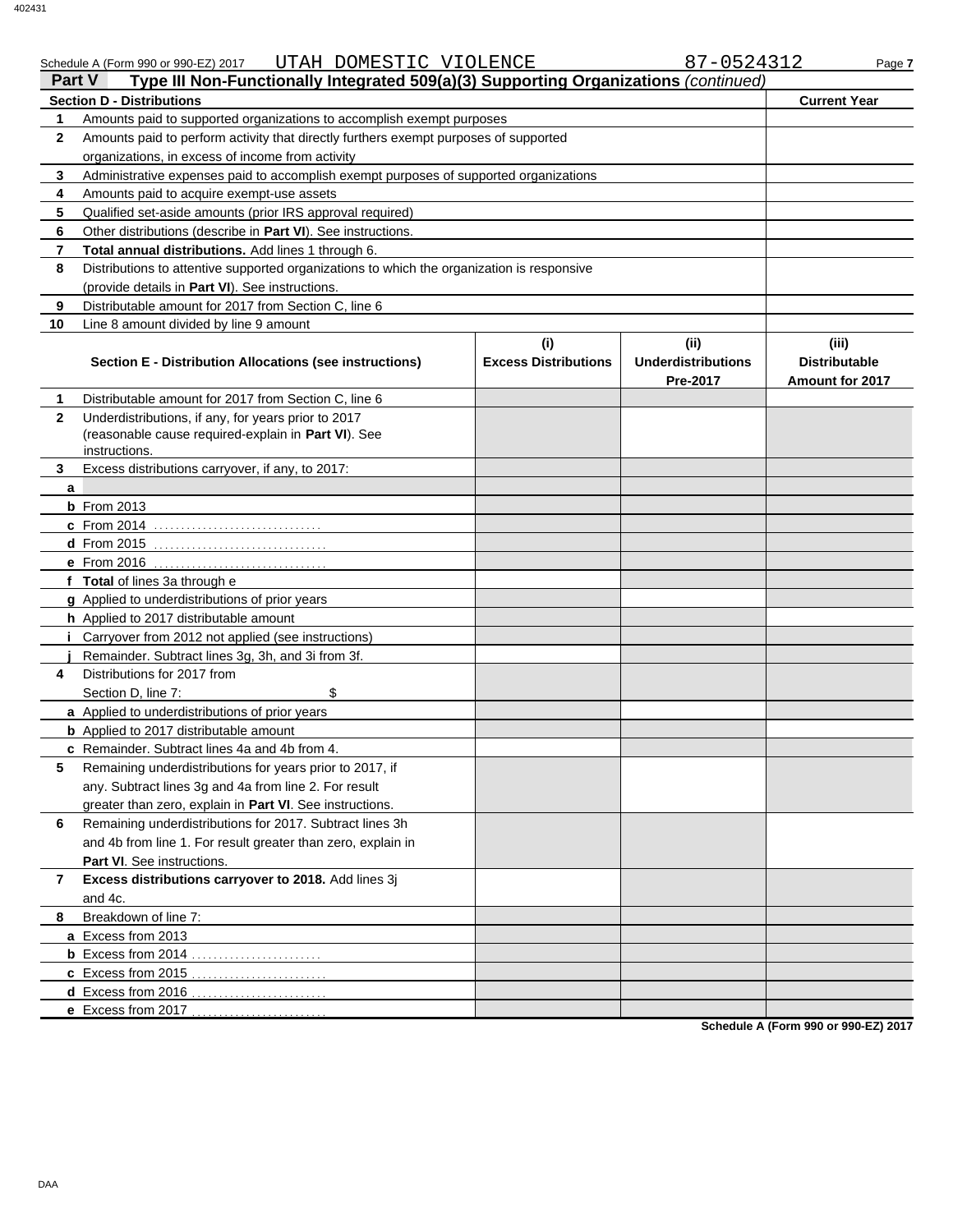Schedule A (Form 990 or 990-EZ) 2017 UTAH DOMESTIC VIOLENCE 87-0524312

## Part V Type III Non-Functionally Integrated 509(a)(3) Supporting Organizations *(continued)*

| **Section D - Distributions** | | **Current Year** |
|---|---|---|
| **1** | Amounts paid to supported organizations to accomplish exempt purposes | |
| **2** | Amounts paid to perform activity that directly furthers exempt purposes of supported organizations, in excess of income from activity | |
| **3** | Administrative expenses paid to accomplish exempt purposes of supported organizations | |
| **4** | Amounts paid to acquire exempt-use assets | |
| **5** | Qualified set-aside amounts (prior IRS approval required) | |
| **6** | Other distributions (describe in **Part VI**). See instructions. | |
| **7** | **Total annual distributions.** Add lines 1 through 6. | |
| **8** | Distributions to attentive supported organizations to which the organization is responsive (provide details in **Part VI**). See instructions. | |
| **9** | Distributable amount for 2017 from Section C, line 6 | |
| **10** | Line 8 amount divided by line 9 amount | |

| | **Section E - Distribution Allocations (see instructions)** | **(i) Excess Distributions** | **(ii) Underdistributions Pre-2017** | **(iii) Distributable Amount for 2017** |
|---|---|---|---|---|
| **1** | Distributable amount for 2017 from Section C, line 6 | | | |
| **2** | Underdistributions, if any, for years prior to 2017 (reasonable cause required-explain in **Part VI**). See instructions. | | | |
| **3** | Excess distributions carryover, if any, to 2017: | | | |
| **a** | | | | |
| **b** | From 2013 | | | |
| **c** | From 2014 | | | |
| **d** | From 2015 | | | |
| **e** | From 2016 | | | |
| **f** | **Total** of lines 3a through e | | | |
| **g** | Applied to underdistributions of prior years | | | |
| **h** | Applied to 2017 distributable amount | | | |
| **i** | Carryover from 2012 not applied (see instructions) | | | |
| **j** | Remainder. Subtract lines 3g, 3h, and 3i from 3f. | | | |
| **4** | Distributions for 2017 from Section D, line 7: $ | | | |
| **a** | Applied to underdistributions of prior years | | | |
| **b** | Applied to 2017 distributable amount | | | |
| **c** | Remainder. Subtract lines 4a and 4b from 4. | | | |
| **5** | Remaining underdistributions for years prior to 2017, if any. Subtract lines 3g and 4a from line 2. For result greater than zero, explain in **Part VI**. See instructions. | | | |
| **6** | Remaining underdistributions for 2017. Subtract lines 3h and 4b from line 1. For result greater than zero, explain in **Part VI**. See instructions. | | | |
| **7** | **Excess distributions carryover to 2018.** Add lines 3j and 4c. | | | |
| **8** | Breakdown of line 7: | | | |
| **a** | Excess from 2013 | | | |
| **b** | Excess from 2014 | | | |
| **c** | Excess from 2015 | | | |
| **d** | Excess from 2016 | | | |
| **e** | Excess from 2017 | | | |

**Schedule A (Form 990 or 990-EZ) 2017**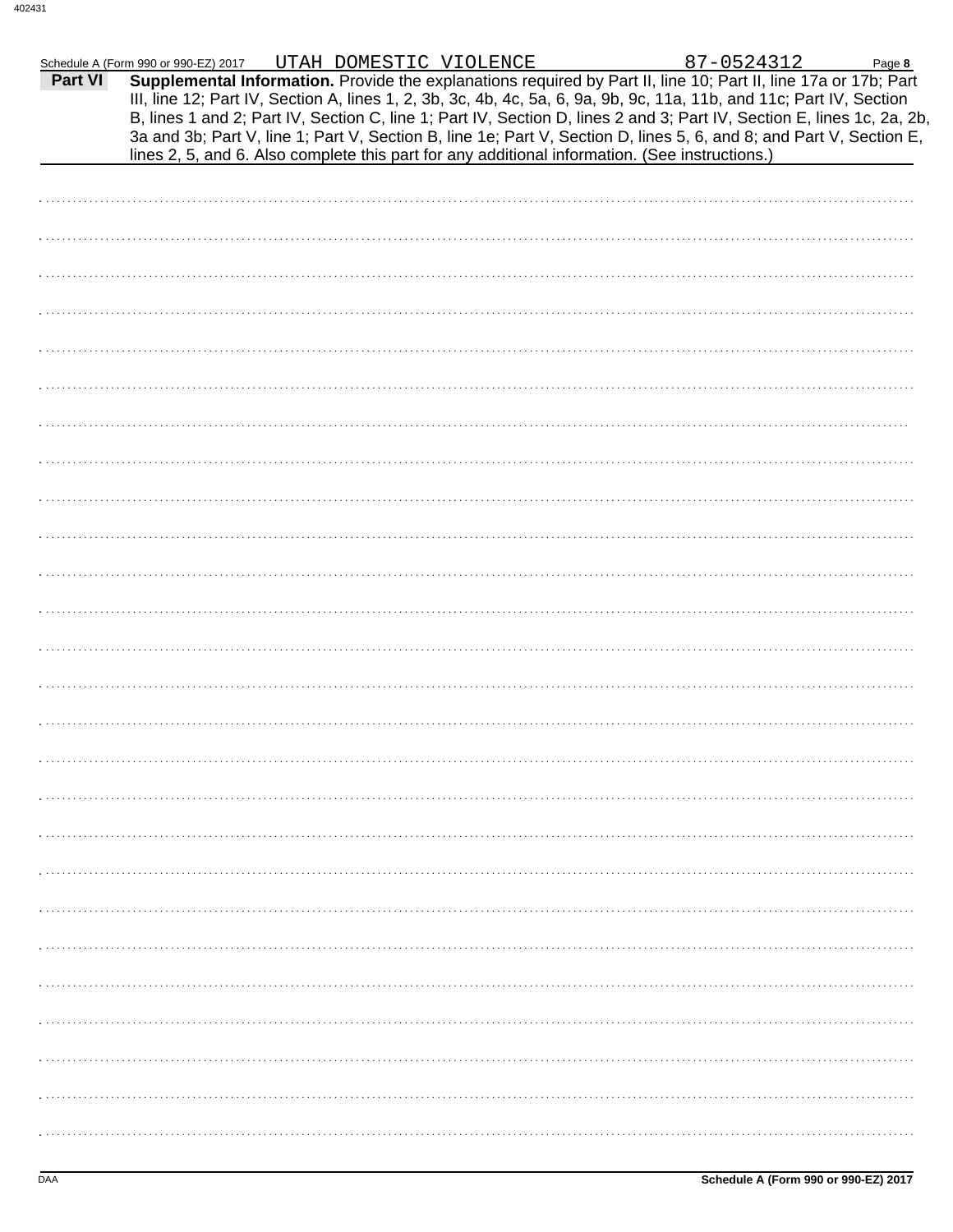Schedule A (Form 990 or 990-EZ) 2017 UTAH DOMESTIC VIOLENCE 87-0524312 Page **8**

**Part VI** **Supplemental Information.** Provide the explanations required by Part II, line 10; Part II, line 17a or 17b; Part III, line 12; Part IV, Section A, lines 1, 2, 3b, 3c, 4b, 4c, 5a, 6, 9a, 9b, 9c, 11a, 11b, and 11c; Part IV, Section B, lines 1 and 2; Part IV, Section C, line 1; Part IV, Section D, lines 2 and 3; Part IV, Section E, lines 1c, 2a, 2b, 3a and 3b; Part V, line 1; Part V, Section B, line 1e; Part V, Section D, lines 5, 6, and 8; and Part V, Section E, lines 2, 5, and 6. Also complete this part for any additional information. (See instructions.)

DAA **Schedule A (Form 990 or 990-EZ) 2017**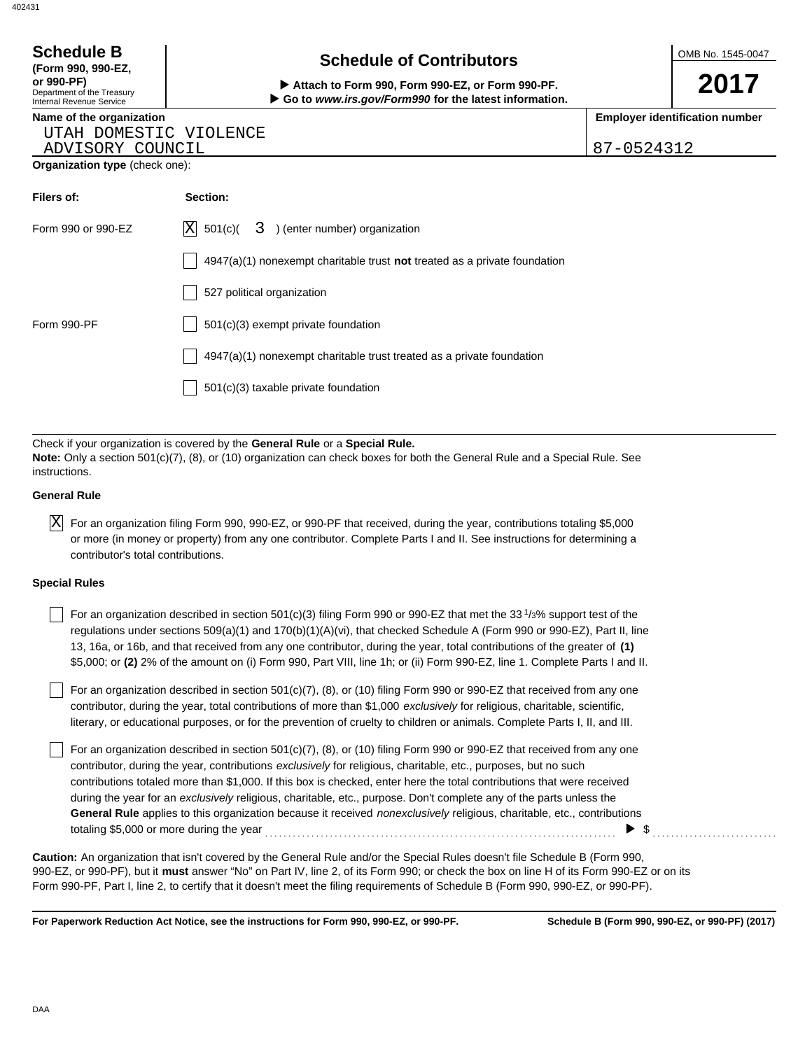# Schedule B

**(Form 990, 990-EZ, or 990-PF)**
Department of the Treasury
Internal Revenue Service

## Schedule of Contributors

▶ **Attach to Form 990, Form 990-EZ, or Form 990-PF.**
▶ **Go to *www.irs.gov/Form990* for the latest information.**

OMB No. 1545-0047

**2017**

**Name of the organization**
UTAH DOMESTIC VIOLENCE
ADVISORY COUNCIL

**Employer identification number**
87-0524312

**Organization type** (check one):

| **Filers of:** | **Section:** |
|---|---|
| Form 990 or 990-EZ | [X] 501(c)( 3 ) (enter number) organization |
| | [ ] 4947(a)(1) nonexempt charitable trust **not** treated as a private foundation |
| | [ ] 527 political organization |
| Form 990-PF | [ ] 501(c)(3) exempt private foundation |
| | [ ] 4947(a)(1) nonexempt charitable trust treated as a private foundation |
| | [ ] 501(c)(3) taxable private foundation |

Check if your organization is covered by the **General Rule** or a **Special Rule.**
**Note:** Only a section 501(c)(7), (8), or (10) organization can check boxes for both the General Rule and a Special Rule. See instructions.

**General Rule**

[X] For an organization filing Form 990, 990-EZ, or 990-PF that received, during the year, contributions totaling $5,000 or more (in money or property) from any one contributor. Complete Parts I and II. See instructions for determining a contributor's total contributions.

**Special Rules**

[ ] For an organization described in section 501(c)(3) filing Form 990 or 990-EZ that met the 33 1/3% support test of the regulations under sections 509(a)(1) and 170(b)(1)(A)(vi), that checked Schedule A (Form 990 or 990-EZ), Part II, line 13, 16a, or 16b, and that received from any one contributor, during the year, total contributions of the greater of **(1)** $5,000; or **(2)** 2% of the amount on (i) Form 990, Part VIII, line 1h; or (ii) Form 990-EZ, line 1. Complete Parts I and II.

[ ] For an organization described in section 501(c)(7), (8), or (10) filing Form 990 or 990-EZ that received from any one contributor, during the year, total contributions of more than $1,000 *exclusively* for religious, charitable, scientific, literary, or educational purposes, or for the prevention of cruelty to children or animals. Complete Parts I, II, and III.

[ ] For an organization described in section 501(c)(7), (8), or (10) filing Form 990 or 990-EZ that received from any one contributor, during the year, contributions *exclusively* for religious, charitable, etc., purposes, but no such contributions totaled more than $1,000. If this box is checked, enter here the total contributions that were received during the year for an *exclusively* religious, charitable, etc., purpose. Don't complete any of the parts unless the **General Rule** applies to this organization because it received *nonexclusively* religious, charitable, etc., contributions totaling $5,000 or more during the year ........ ▶ $ ..........

**Caution:** An organization that isn't covered by the General Rule and/or the Special Rules doesn't file Schedule B (Form 990, 990-EZ, or 990-PF), but it **must** answer "No" on Part IV, line 2, of its Form 990; or check the box on line H of its Form 990-EZ or on its Form 990-PF, Part I, line 2, to certify that it doesn't meet the filing requirements of Schedule B (Form 990, 990-EZ, or 990-PF).

**For Paperwork Reduction Act Notice, see the instructions for Form 990, 990-EZ, or 990-PF.** **Schedule B (Form 990, 990-EZ, or 990-PF) (2017)**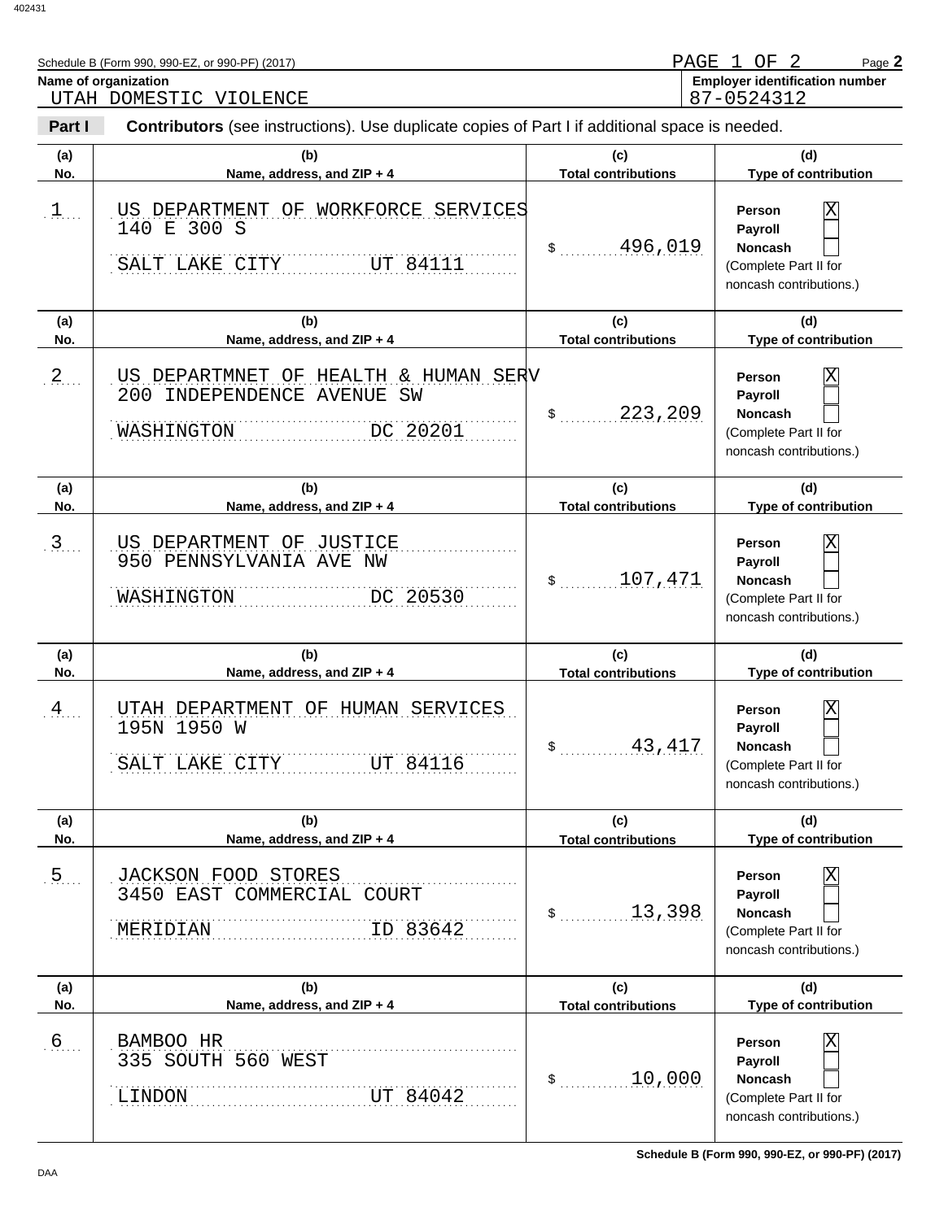Schedule B (Form 990, 990-EZ, or 990-PF) (2017) PAGE 1 OF 2

**Name of organization**
UTAH DOMESTIC VIOLENCE

**Employer identification number**
87-0524312

**Part I** **Contributors** (see instructions). Use duplicate copies of Part I if additional space is needed.

| (a) No. | (b) Name, address, and ZIP + 4 | (c) Total contributions | (d) Type of contribution |
|---|---|---|---|
| 1 | US DEPARTMENT OF WORKFORCE SERVICES<br>140 E 300 S<br>SALT LAKE CITY UT 84111 | $ 496,019 | Person [X]<br>Payroll [ ]<br>Noncash [ ]<br>(Complete Part II for noncash contributions.) |
| 2 | US DEPARTMNET OF HEALTH & HUMAN SERV<br>200 INDEPENDENCE AVENUE SW<br>WASHINGTON DC 20201 | $ 223,209 | Person [X]<br>Payroll [ ]<br>Noncash [ ]<br>(Complete Part II for noncash contributions.) |
| 3 | US DEPARTMENT OF JUSTICE<br>950 PENNSYLVANIA AVE NW<br>WASHINGTON DC 20530 | $ 107,471 | Person [X]<br>Payroll [ ]<br>Noncash [ ]<br>(Complete Part II for noncash contributions.) |
| 4 | UTAH DEPARTMENT OF HUMAN SERVICES<br>195N 1950 W<br>SALT LAKE CITY UT 84116 | $ 43,417 | Person [X]<br>Payroll [ ]<br>Noncash [ ]<br>(Complete Part II for noncash contributions.) |
| 5 | JACKSON FOOD STORES<br>3450 EAST COMMERCIAL COURT<br>MERIDIAN ID 83642 | $ 13,398 | Person [X]<br>Payroll [ ]<br>Noncash [ ]<br>(Complete Part II for noncash contributions.) |
| 6 | BAMBOO HR<br>335 SOUTH 560 WEST<br>LINDON UT 84042 | $ 10,000 | Person [X]<br>Payroll [ ]<br>Noncash [ ]<br>(Complete Part II for noncash contributions.) |

Schedule B (Form 990, 990-EZ, or 990-PF) (2017)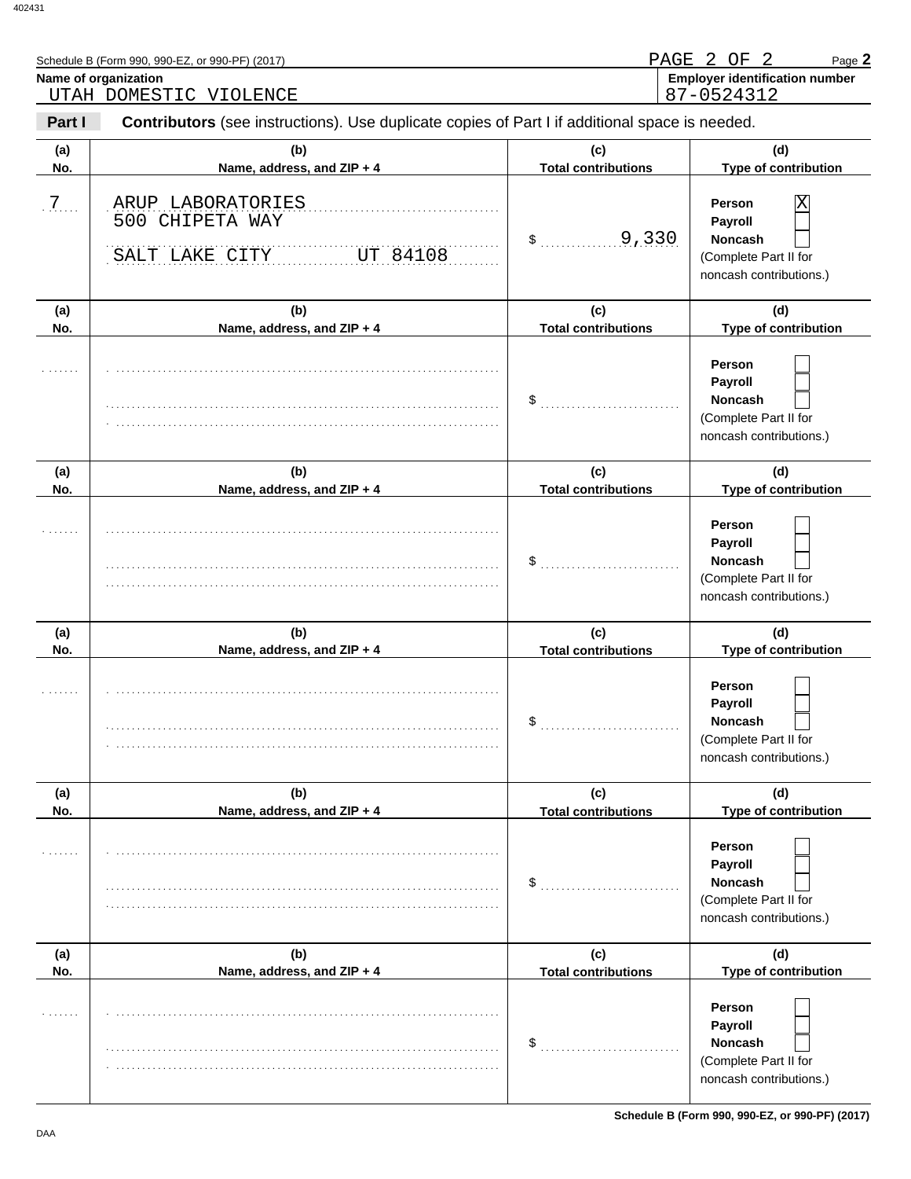Schedule B (Form 990, 990-EZ, or 990-PF) (2017)

**Name of organization**
UTAH DOMESTIC VIOLENCE

**Employer identification number**
87-0524312

**Part I** **Contributors** (see instructions). Use duplicate copies of Part I if additional space is needed.

| (a) No. | (b) Name, address, and ZIP + 4 | (c) Total contributions | (d) Type of contribution |
|---|---|---|---|
| 7 | ARUP LABORATORIES<br>500 CHIPETA WAY<br>SALT LAKE CITY UT 84108 | $ 9,330 | Person [X]<br>Payroll [ ]<br>Noncash [ ]<br>(Complete Part II for noncash contributions.) |
| | | $ | Person [ ]<br>Payroll [ ]<br>Noncash [ ]<br>(Complete Part II for noncash contributions.) |
| | | $ | Person [ ]<br>Payroll [ ]<br>Noncash [ ]<br>(Complete Part II for noncash contributions.) |
| | | $ | Person [ ]<br>Payroll [ ]<br>Noncash [ ]<br>(Complete Part II for noncash contributions.) |
| | | $ | Person [ ]<br>Payroll [ ]<br>Noncash [ ]<br>(Complete Part II for noncash contributions.) |
| | | $ | Person [ ]<br>Payroll [ ]<br>Noncash [ ]<br>(Complete Part II for noncash contributions.) |

Schedule B (Form 990, 990-EZ, or 990-PF) (2017)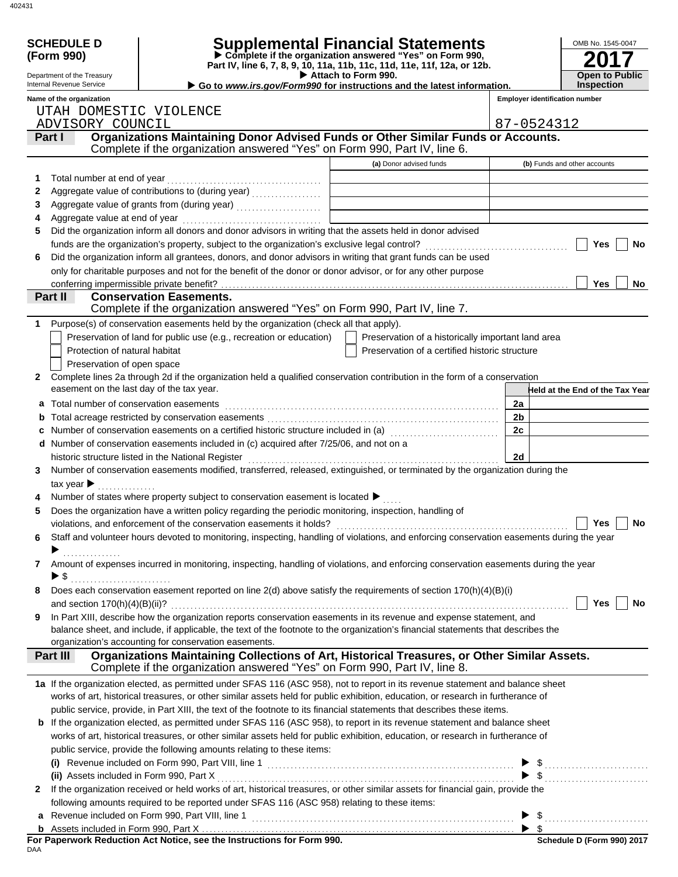**SCHEDULE D (Form 990)**

Department of the Treasury
Internal Revenue Service

# Supplemental Financial Statements

▶ Complete if the organization answered "Yes" on Form 990, Part IV, line 6, 7, 8, 9, 10, 11a, 11b, 11c, 11d, 11e, 11f, 12a, or 12b.
▶ Attach to Form 990.
▶ Go to *www.irs.gov/Form990* for instructions and the latest information.

OMB No. 1545-0047

**2017**

**Open to Public Inspection**

**Name of the organization**
UTAH DOMESTIC VIOLENCE ADVISORY COUNCIL

**Employer identification number**
87-0524312

## Part I Organizations Maintaining Donor Advised Funds or Other Similar Funds or Accounts.

Complete if the organization answered "Yes" on Form 990, Part IV, line 6.

| | | (a) Donor advised funds | (b) Funds and other accounts |
|---|---|---|---|
| 1 | Total number at end of year | | |
| 2 | Aggregate value of contributions to (during year) | | |
| 3 | Aggregate value of grants from (during year) | | |
| 4 | Aggregate value at end of year | | |

5 Did the organization inform all donors and donor advisors in writing that the assets held in donor advised funds are the organization's property, subject to the organization's exclusive legal control? ☐ Yes ☐ No

6 Did the organization inform all grantees, donors, and donor advisors in writing that grant funds can be used only for charitable purposes and not for the benefit of the donor or donor advisor, or for any other purpose conferring impermissible private benefit? ☐ Yes ☐ No

## Part II Conservation Easements.

Complete if the organization answered "Yes" on Form 990, Part IV, line 7.

1 Purpose(s) of conservation easements held by the organization (check all that apply).

- ☐ Preservation of land for public use (e.g., recreation or education)
- ☐ Preservation of a historically important land area
- ☐ Protection of natural habitat
- ☐ Preservation of a certified historic structure
- ☐ Preservation of open space

2 Complete lines 2a through 2d if the organization held a qualified conservation contribution in the form of a conservation easement on the last day of the tax year.

| | | | Held at the End of the Tax Year |
|---|---|---|---|
| a | Total number of conservation easements | 2a | |
| b | Total acreage restricted by conservation easements | 2b | |
| c | Number of conservation easements on a certified historic structure included in (a) | 2c | |
| d | Number of conservation easements included in (c) acquired after 7/25/06, and not on a historic structure listed in the National Register | 2d | |

3 Number of conservation easements modified, transferred, released, extinguished, or terminated by the organization during the tax year ▶

4 Number of states where property subject to conservation easement is located ▶

5 Does the organization have a written policy regarding the periodic monitoring, inspection, handling of violations, and enforcement of the conservation easements it holds? ☐ Yes ☐ No

6 Staff and volunteer hours devoted to monitoring, inspecting, handling of violations, and enforcing conservation easements during the year ▶

7 Amount of expenses incurred in monitoring, inspecting, handling of violations, and enforcing conservation easements during the year ▶ $

8 Does each conservation easement reported on line 2(d) above satisfy the requirements of section 170(h)(4)(B)(i) and section 170(h)(4)(B)(ii)? ☐ Yes ☐ No

9 In Part XIII, describe how the organization reports conservation easements in its revenue and expense statement, and balance sheet, and include, if applicable, the text of the footnote to the organization's financial statements that describes the organization's accounting for conservation easements.

## Part III Organizations Maintaining Collections of Art, Historical Treasures, or Other Similar Assets.

Complete if the organization answered "Yes" on Form 990, Part IV, line 8.

1a If the organization elected, as permitted under SFAS 116 (ASC 958), not to report in its revenue statement and balance sheet works of art, historical treasures, or other similar assets held for public exhibition, education, or research in furtherance of public service, provide, in Part XIII, the text of the footnote to its financial statements that describes these items.

b If the organization elected, as permitted under SFAS 116 (ASC 958), to report in its revenue statement and balance sheet works of art, historical treasures, or other similar assets held for public exhibition, education, or research in furtherance of public service, provide the following amounts relating to these items:

(i) Revenue included on Form 990, Part VIII, line 1 ▶ $

(ii) Assets included in Form 990, Part X ▶ $

2 If the organization received or held works of art, historical treasures, or other similar assets for financial gain, provide the following amounts required to be reported under SFAS 116 (ASC 958) relating to these items:

a Revenue included on Form 990, Part VIII, line 1 ▶ $

b Assets included in Form 990, Part X ▶ $

**For Paperwork Reduction Act Notice, see the Instructions for Form 990.** **Schedule D (Form 990) 2017**

DAA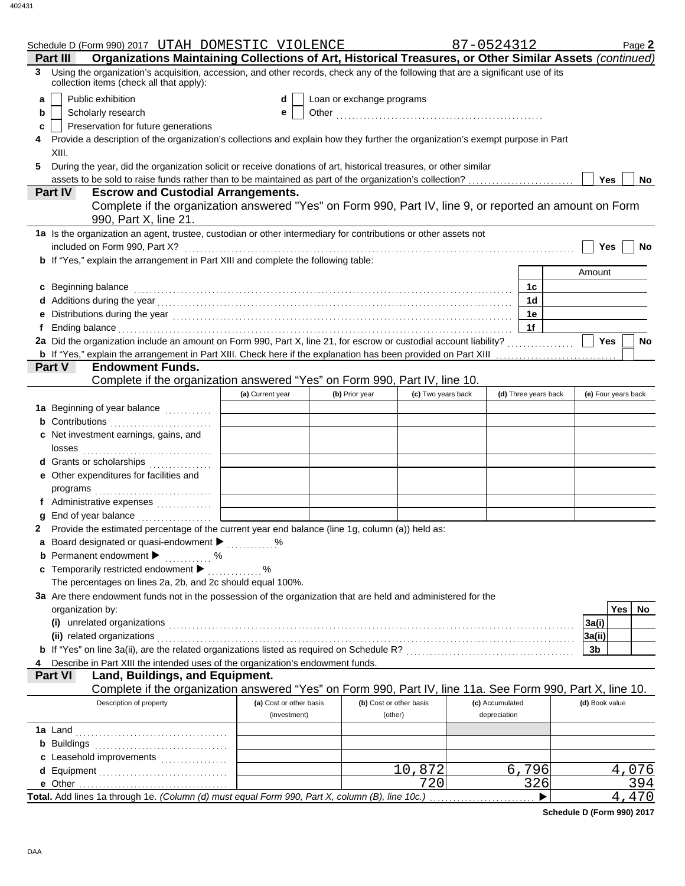Schedule D (Form 990) 2017 UTAH DOMESTIC VIOLENCE 87-0524312 Page **2**

## Part III Organizations Maintaining Collections of Art, Historical Treasures, or Other Similar Assets *(continued)*

**3** Using the organization's acquisition, accession, and other records, check any of the following that are a significant use of its collection items (check all that apply):

- **a** ☐ Public exhibition
- **b** ☐ Scholarly research
- **c** ☐ Preservation for future generations
- **d** ☐ Loan or exchange programs
- **e** ☐ Other

**4** Provide a description of the organization's collections and explain how they further the organization's exempt purpose in Part XIII.

**5** During the year, did the organization solicit or receive donations of art, historical treasures, or other similar assets to be sold to raise funds rather than to be maintained as part of the organization's collection? ☐ Yes ☐ No

## Part IV Escrow and Custodial Arrangements.

Complete if the organization answered "Yes" on Form 990, Part IV, line 9, or reported an amount on Form 990, Part X, line 21.

**1a** Is the organization an agent, trustee, custodian or other intermediary for contributions or other assets not included on Form 990, Part X? ☐ Yes ☐ No

**b** If "Yes," explain the arrangement in Part XIII and complete the following table:

| | | Amount |
|---|---|---|
| **c** Beginning balance | 1c | |
| **d** Additions during the year | 1d | |
| **e** Distributions during the year | 1e | |
| **f** Ending balance | 1f | |

**2a** Did the organization include an amount on Form 990, Part X, line 21, for escrow or custodial account liability? ☐ Yes ☐ No

**b** If "Yes," explain the arrangement in Part XIII. Check here if the explanation has been provided on Part XIII ☐

## Part V Endowment Funds.

Complete if the organization answered "Yes" on Form 990, Part IV, line 10.

| | (a) Current year | (b) Prior year | (c) Two years back | (d) Three years back | (e) Four years back |
|---|---|---|---|---|---|
| **1a** Beginning of year balance | | | | | |
| **b** Contributions | | | | | |
| **c** Net investment earnings, gains, and losses | | | | | |
| **d** Grants or scholarships | | | | | |
| **e** Other expenditures for facilities and programs | | | | | |
| **f** Administrative expenses | | | | | |
| **g** End of year balance | | | | | |

**2** Provide the estimated percentage of the current year end balance (line 1g, column (a)) held as:

- **a** Board designated or quasi-endowment ▶ %
- **b** Permanent endowment ▶ %
- **c** Temporarily restricted endowment ▶ %

The percentages on lines 2a, 2b, and 2c should equal 100%.

**3a** Are there endowment funds not in the possession of the organization that are held and administered for the organization by:

| | | Yes | No |
|---|---|---|---|
| (i) unrelated organizations | 3a(i) | | |
| (ii) related organizations | 3a(ii) | | |
| **b** If "Yes" on line 3a(ii), are the related organizations listed as required on Schedule R? | 3b | | |

**4** Describe in Part XIII the intended uses of the organization's endowment funds.

## Part VI Land, Buildings, and Equipment.

Complete if the organization answered "Yes" on Form 990, Part IV, line 11a. See Form 990, Part X, line 10.

| Description of property | (a) Cost or other basis (investment) | (b) Cost or other basis (other) | (c) Accumulated depreciation | (d) Book value |
|---|---|---|---|---|
| **1a** Land | | | | |
| **b** Buildings | | | | |
| **c** Leasehold improvements | | | | |
| **d** Equipment | | 10,872 | 6,796 | 4,076 |
| **e** Other | | 720 | 326 | 394 |
| **Total.** Add lines 1a through 1e. *(Column (d) must equal Form 990, Part X, column (B), line 10c.)* ▶ | | | | 4,470 |

Schedule D (Form 990) 2017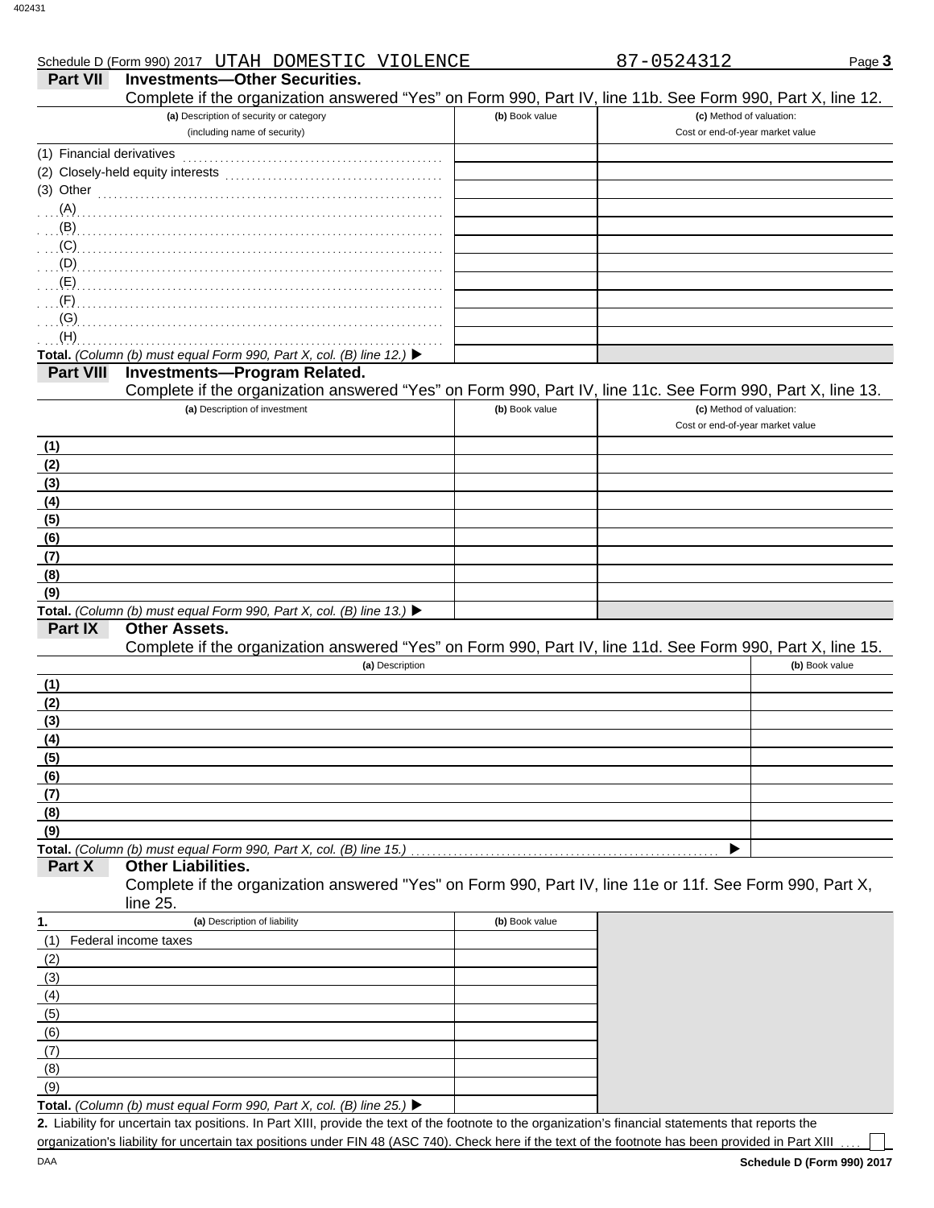Schedule D (Form 990) 2017 UTAH DOMESTIC VIOLENCE 87-0524312

## Part VII Investments—Other Securities.

Complete if the organization answered "Yes" on Form 990, Part IV, line 11b. See Form 990, Part X, line 12.

| (a) Description of security or category (including name of security) | (b) Book value | (c) Method of valuation: Cost or end-of-year market value |
|---|---|---|
| (1) Financial derivatives | | |
| (2) Closely-held equity interests | | |
| (3) Other | | |
| (A) | | |
| (B) | | |
| (C) | | |
| (D) | | |
| (E) | | |
| (F) | | |
| (G) | | |
| (H) | | |
| **Total.** *(Column (b) must equal Form 990, Part X, col. (B) line 12.)* ▶ | | |

## Part VIII Investments—Program Related.

Complete if the organization answered "Yes" on Form 990, Part IV, line 11c. See Form 990, Part X, line 13.

| (a) Description of investment | (b) Book value | (c) Method of valuation: Cost or end-of-year market value |
|---|---|---|
| (1) | | |
| (2) | | |
| (3) | | |
| (4) | | |
| (5) | | |
| (6) | | |
| (7) | | |
| (8) | | |
| (9) | | |
| **Total.** *(Column (b) must equal Form 990, Part X, col. (B) line 13.)* ▶ | | |

## Part IX Other Assets.

Complete if the organization answered "Yes" on Form 990, Part IV, line 11d. See Form 990, Part X, line 15.

| (a) Description | (b) Book value |
|---|---|
| (1) | |
| (2) | |
| (3) | |
| (4) | |
| (5) | |
| (6) | |
| (7) | |
| (8) | |
| (9) | |
| **Total.** *(Column (b) must equal Form 990, Part X, col. (B) line 15.)* ▶ | |

## Part X Other Liabilities.

Complete if the organization answered "Yes" on Form 990, Part IV, line 11e or 11f. See Form 990, Part X, line 25.

| 1. (a) Description of liability | (b) Book value |
|---|---|
| (1) Federal income taxes | |
| (2) | |
| (3) | |
| (4) | |
| (5) | |
| (6) | |
| (7) | |
| (8) | |
| (9) | |
| **Total.** *(Column (b) must equal Form 990, Part X, col. (B) line 25.)* ▶ | |

**2.** Liability for uncertain tax positions. In Part XIII, provide the text of the footnote to the organization's financial statements that reports the organization's liability for uncertain tax positions under FIN 48 (ASC 740). Check here if the text of the footnote has been provided in Part XIII ☐

Schedule D (Form 990) 2017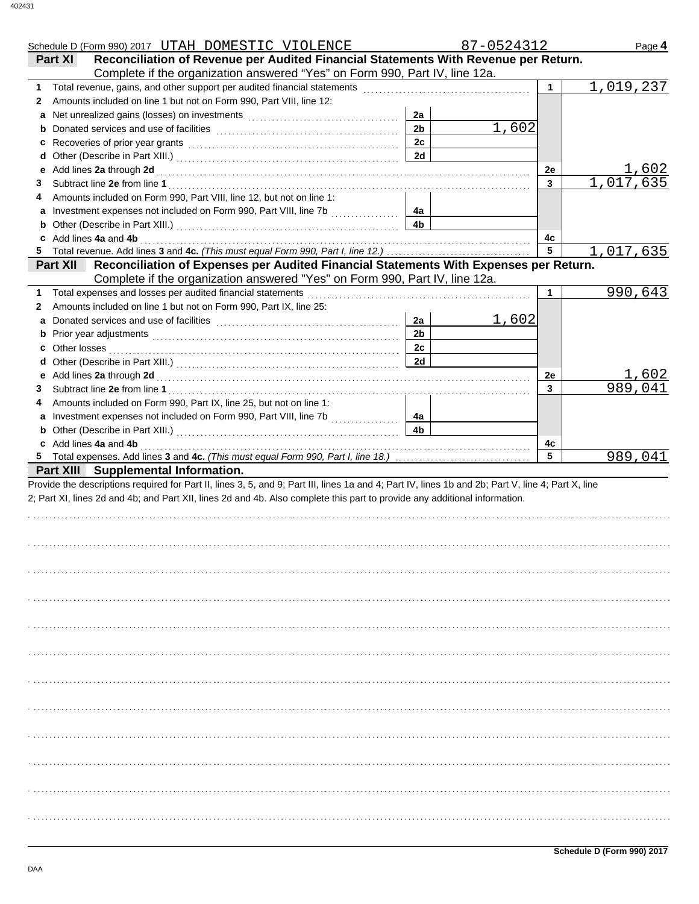Schedule D (Form 990) 2017 UTAH DOMESTIC VIOLENCE 87-0524312 Page **4**

## Part XI Reconciliation of Revenue per Audited Financial Statements With Revenue per Return.

Complete if the organization answered "Yes" on Form 990, Part IV, line 12a.

| | | | | | |
|---|---|---|---|---|---|
| **1** | Total revenue, gains, and other support per audited financial statements | | | 1 | 1,019,237 |
| **2** | Amounts included on line 1 but not on Form 990, Part VIII, line 12: | | | | |
| **a** | Net unrealized gains (losses) on investments | 2a | | | |
| **b** | Donated services and use of facilities | 2b | 1,602 | | |
| **c** | Recoveries of prior year grants | 2c | | | |
| **d** | Other (Describe in Part XIII.) | 2d | | | |
| **e** | Add lines **2a** through **2d** | | | 2e | 1,602 |
| **3** | Subtract line **2e** from line **1** | | | 3 | 1,017,635 |
| **4** | Amounts included on Form 990, Part VIII, line 12, but not on line 1: | | | | |
| **a** | Investment expenses not included on Form 990, Part VIII, line 7b | 4a | | | |
| **b** | Other (Describe in Part XIII.) | 4b | | | |
| **c** | Add lines **4a** and **4b** | | | 4c | |
| **5** | Total revenue. Add lines **3** and **4c.** *(This must equal Form 990, Part I, line 12.)* | | | 5 | 1,017,635 |

## Part XII Reconciliation of Expenses per Audited Financial Statements With Expenses per Return.

Complete if the organization answered "Yes" on Form 990, Part IV, line 12a.

| | | | | | |
|---|---|---|---|---|---|
| **1** | Total expenses and losses per audited financial statements | | | 1 | 990,643 |
| **2** | Amounts included on line 1 but not on Form 990, Part IX, line 25: | | | | |
| **a** | Donated services and use of facilities | 2a | 1,602 | | |
| **b** | Prior year adjustments | 2b | | | |
| **c** | Other losses | 2c | | | |
| **d** | Other (Describe in Part XIII.) | 2d | | | |
| **e** | Add lines **2a** through **2d** | | | 2e | 1,602 |
| **3** | Subtract line **2e** from line **1** | | | 3 | 989,041 |
| **4** | Amounts included on Form 990, Part IX, line 25, but not on line 1: | | | | |
| **a** | Investment expenses not included on Form 990, Part VIII, line 7b | 4a | | | |
| **b** | Other (Describe in Part XIII.) | 4b | | | |
| **c** | Add lines **4a** and **4b** | | | 4c | |
| **5** | Total expenses. Add lines **3** and **4c.** *(This must equal Form 990, Part I, line 18.)* | | | 5 | 989,041 |

## Part XIII Supplemental Information.

Provide the descriptions required for Part II, lines 3, 5, and 9; Part III, lines 1a and 4; Part IV, lines 1b and 2b; Part V, line 4; Part X, line 2; Part XI, lines 2d and 4b; and Part XII, lines 2d and 4b. Also complete this part to provide any additional information.

**Schedule D (Form 990) 2017**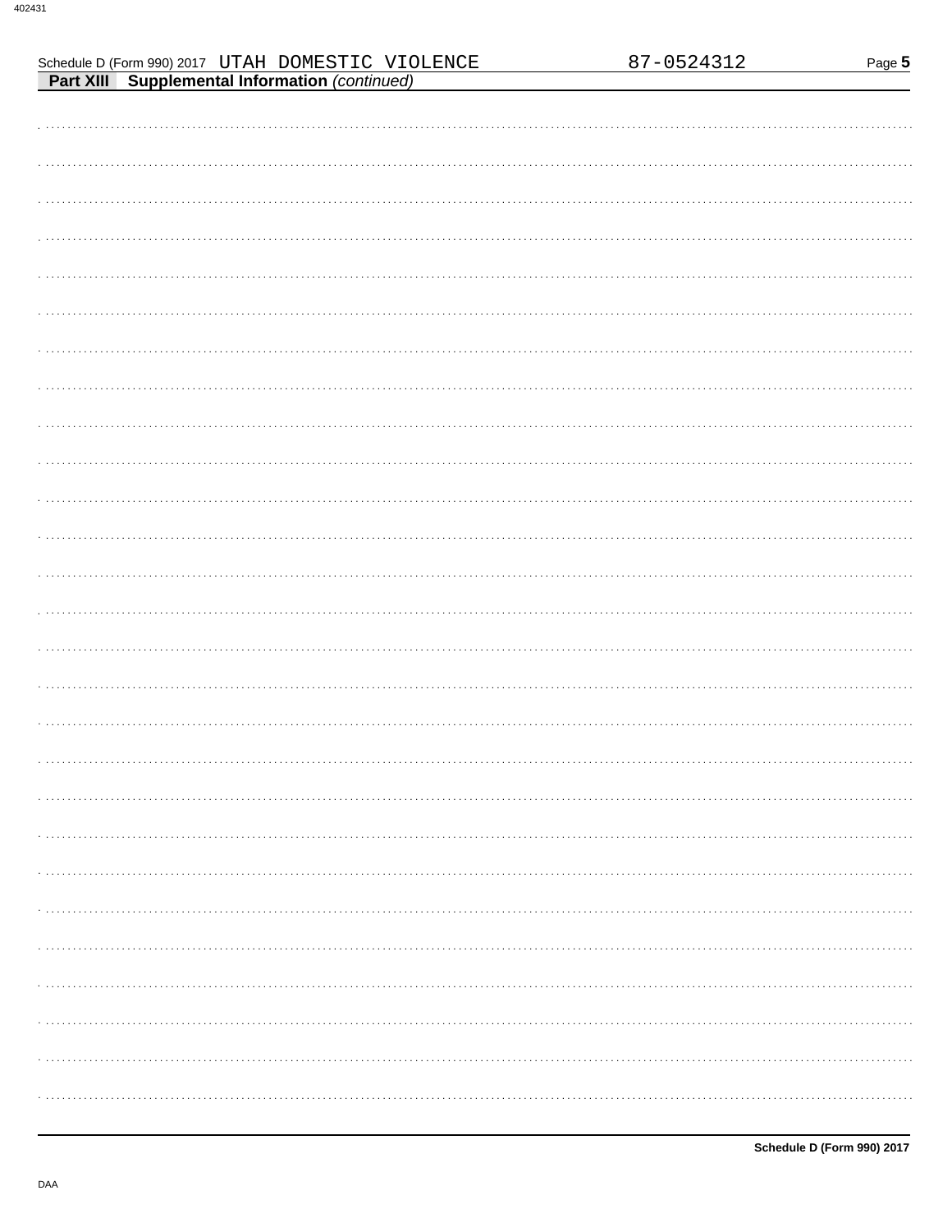Schedule D (Form 990) 2017 UTAH DOMESTIC VIOLENCE 87-0524312

**Part XIII Supplemental Information** *(continued)*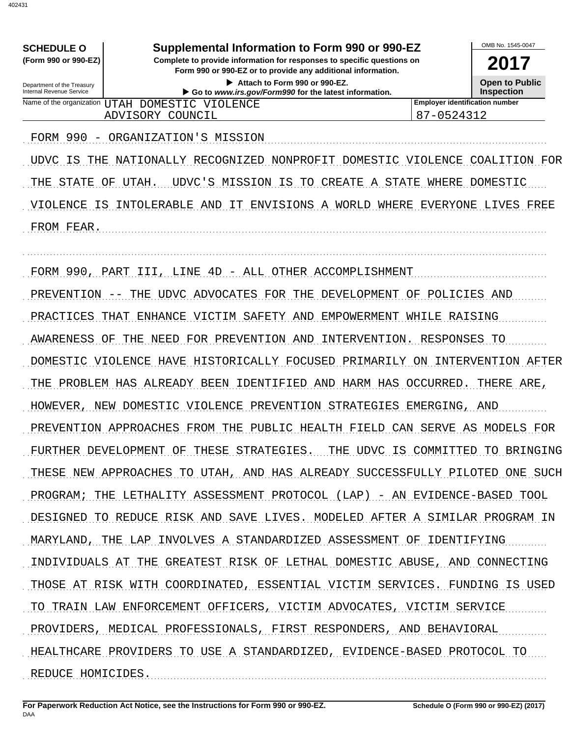**SCHEDULE O**
**(Form 990 or 990-EZ)**

Department of the Treasury
Internal Revenue Service

# Supplemental Information to Form 990 or 990-EZ

**Complete to provide information for responses to specific questions on Form 990 or 990-EZ or to provide any additional information.**

▶ **Attach to Form 990 or 990-EZ.**

▶ **Go to *www.irs.gov/Form990* for the latest information.**

OMB No. 1545-0047

**2017**

**Open to Public Inspection**

| Name of the organization | Employer identification number |
| --- | --- |
| UTAH DOMESTIC VIOLENCE ADVISORY COUNCIL | 87-0524312 |

FORM 990 - ORGANIZATION'S MISSION

UDVC IS THE NATIONALLY RECOGNIZED NONPROFIT DOMESTIC VIOLENCE COALITION FOR THE STATE OF UTAH. UDVC'S MISSION IS TO CREATE A STATE WHERE DOMESTIC VIOLENCE IS INTOLERABLE AND IT ENVISIONS A WORLD WHERE EVERYONE LIVES FREE FROM FEAR.

FORM 990, PART III, LINE 4D - ALL OTHER ACCOMPLISHMENT

PREVENTION -- THE UDVC ADVOCATES FOR THE DEVELOPMENT OF POLICIES AND PRACTICES THAT ENHANCE VICTIM SAFETY AND EMPOWERMENT WHILE RAISING AWARENESS OF THE NEED FOR PREVENTION AND INTERVENTION. RESPONSES TO DOMESTIC VIOLENCE HAVE HISTORICALLY FOCUSED PRIMARILY ON INTERVENTION AFTER THE PROBLEM HAS ALREADY BEEN IDENTIFIED AND HARM HAS OCCURRED. THERE ARE, HOWEVER, NEW DOMESTIC VIOLENCE PREVENTION STRATEGIES EMERGING, AND PREVENTION APPROACHES FROM THE PUBLIC HEALTH FIELD CAN SERVE AS MODELS FOR FURTHER DEVELOPMENT OF THESE STRATEGIES. THE UDVC IS COMMITTED TO BRINGING THESE NEW APPROACHES TO UTAH, AND HAS ALREADY SUCCESSFULLY PILOTED ONE SUCH PROGRAM; THE LETHALITY ASSESSMENT PROTOCOL (LAP) - AN EVIDENCE-BASED TOOL DESIGNED TO REDUCE RISK AND SAVE LIVES. MODELED AFTER A SIMILAR PROGRAM IN MARYLAND, THE LAP INVOLVES A STANDARDIZED ASSESSMENT OF IDENTIFYING INDIVIDUALS AT THE GREATEST RISK OF LETHAL DOMESTIC ABUSE, AND CONNECTING THOSE AT RISK WITH COORDINATED, ESSENTIAL VICTIM SERVICES. FUNDING IS USED TO TRAIN LAW ENFORCEMENT OFFICERS, VICTIM ADVOCATES, VICTIM SERVICE PROVIDERS, MEDICAL PROFESSIONALS, FIRST RESPONDERS, AND BEHAVIORAL HEALTHCARE PROVIDERS TO USE A STANDARDIZED, EVIDENCE-BASED PROTOCOL TO REDUCE HOMICIDES.

**For Paperwork Reduction Act Notice, see the Instructions for Form 990 or 990-EZ.** **Schedule O (Form 990 or 990-EZ) (2017)**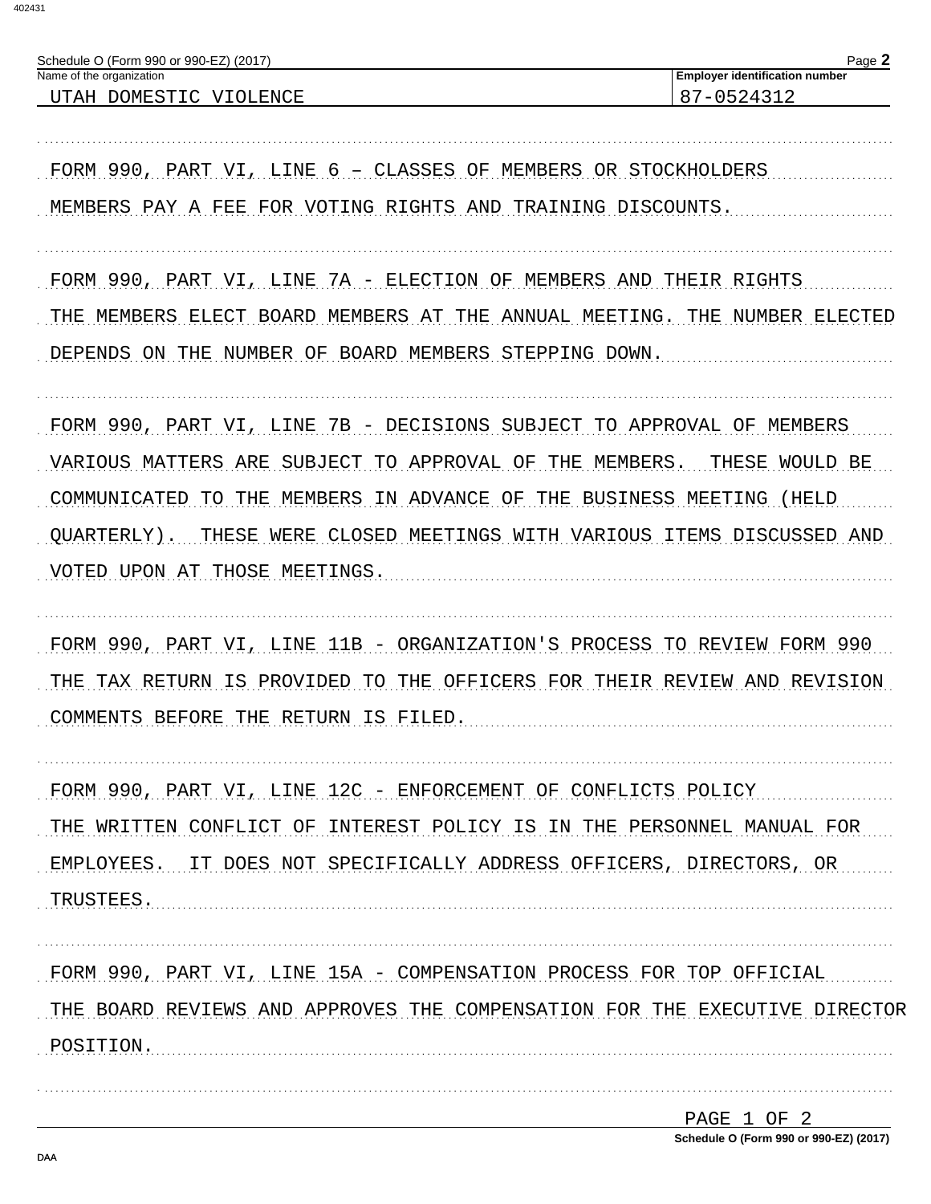Schedule O (Form 990 or 990-EZ) (2017) Page **2**

| Name of the organization | Employer identification number |
|---|---|
| UTAH DOMESTIC VIOLENCE | 87-0524312 |

FORM 990, PART VI, LINE 6 – CLASSES OF MEMBERS OR STOCKHOLDERS

MEMBERS PAY A FEE FOR VOTING RIGHTS AND TRAINING DISCOUNTS.

FORM 990, PART VI, LINE 7A - ELECTION OF MEMBERS AND THEIR RIGHTS

THE MEMBERS ELECT BOARD MEMBERS AT THE ANNUAL MEETING. THE NUMBER ELECTED DEPENDS ON THE NUMBER OF BOARD MEMBERS STEPPING DOWN.

FORM 990, PART VI, LINE 7B - DECISIONS SUBJECT TO APPROVAL OF MEMBERS

VARIOUS MATTERS ARE SUBJECT TO APPROVAL OF THE MEMBERS. THESE WOULD BE COMMUNICATED TO THE MEMBERS IN ADVANCE OF THE BUSINESS MEETING (HELD QUARTERLY). THESE WERE CLOSED MEETINGS WITH VARIOUS ITEMS DISCUSSED AND VOTED UPON AT THOSE MEETINGS.

FORM 990, PART VI, LINE 11B - ORGANIZATION'S PROCESS TO REVIEW FORM 990

THE TAX RETURN IS PROVIDED TO THE OFFICERS FOR THEIR REVIEW AND REVISION COMMENTS BEFORE THE RETURN IS FILED.

FORM 990, PART VI, LINE 12C - ENFORCEMENT OF CONFLICTS POLICY

THE WRITTEN CONFLICT OF INTEREST POLICY IS IN THE PERSONNEL MANUAL FOR EMPLOYEES. IT DOES NOT SPECIFICALLY ADDRESS OFFICERS, DIRECTORS, OR TRUSTEES.

FORM 990, PART VI, LINE 15A - COMPENSATION PROCESS FOR TOP OFFICIAL

THE BOARD REVIEWS AND APPROVES THE COMPENSATION FOR THE EXECUTIVE DIRECTOR POSITION.

Schedule O (Form 990 or 990-EZ) (2017)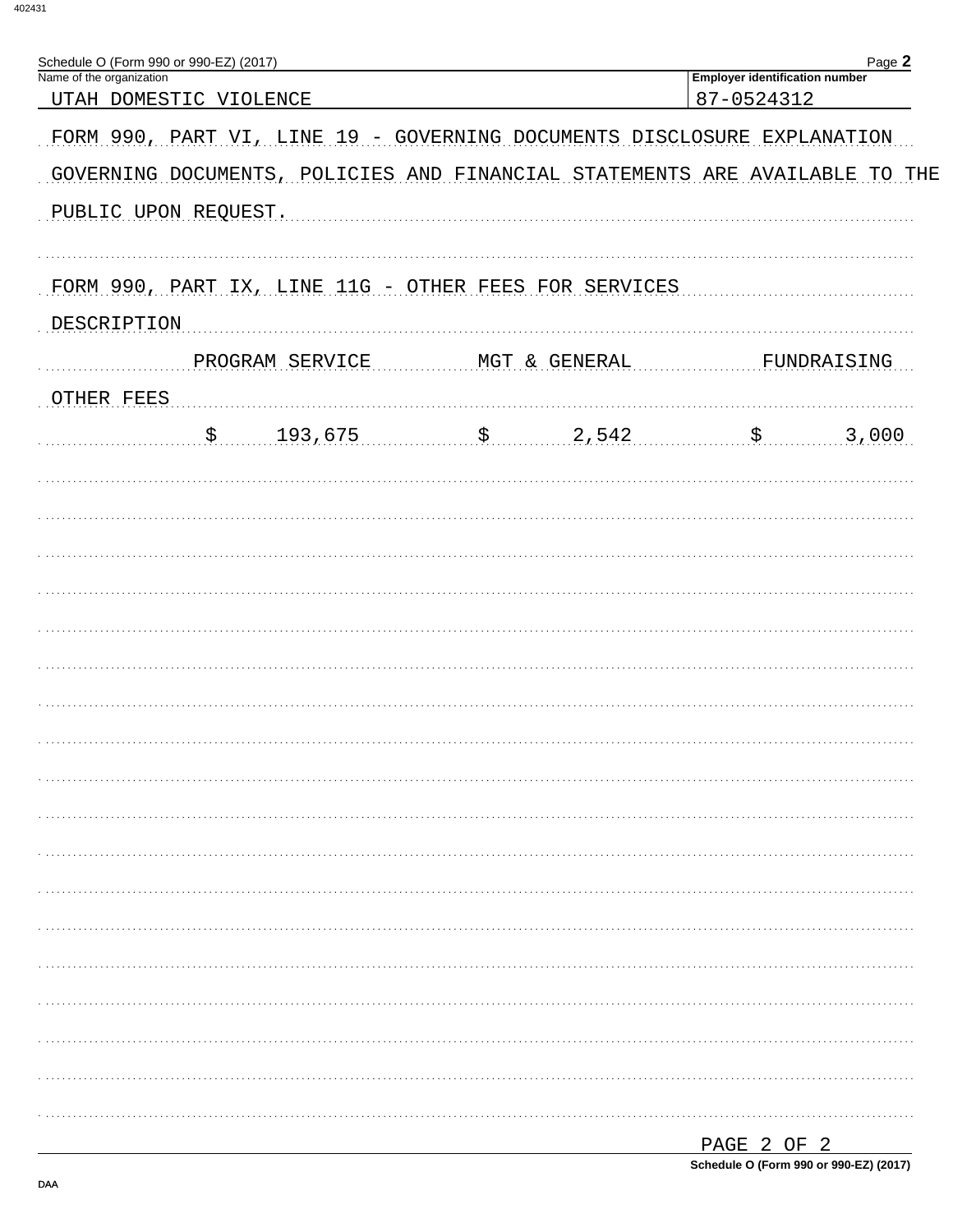Schedule O (Form 990 or 990-EZ) (2017) Page **2**

| Name of the organization | Employer identification number |
| --- | --- |
| UTAH DOMESTIC VIOLENCE | 87-0524312 |

FORM 990, PART VI, LINE 19 - GOVERNING DOCUMENTS DISCLOSURE EXPLANATION

GOVERNING DOCUMENTS, POLICIES AND FINANCIAL STATEMENTS ARE AVAILABLE TO THE PUBLIC UPON REQUEST.

FORM 990, PART IX, LINE 11G - OTHER FEES FOR SERVICES

| DESCRIPTION | PROGRAM SERVICE | MGT & GENERAL | FUNDRAISING |
| --- | --- | --- | --- |
| OTHER FEES | | | |
| | $ 193,675 | $ 2,542 | $ 3,000 |

PAGE 2 OF 2

Schedule O (Form 990 or 990-EZ) (2017)